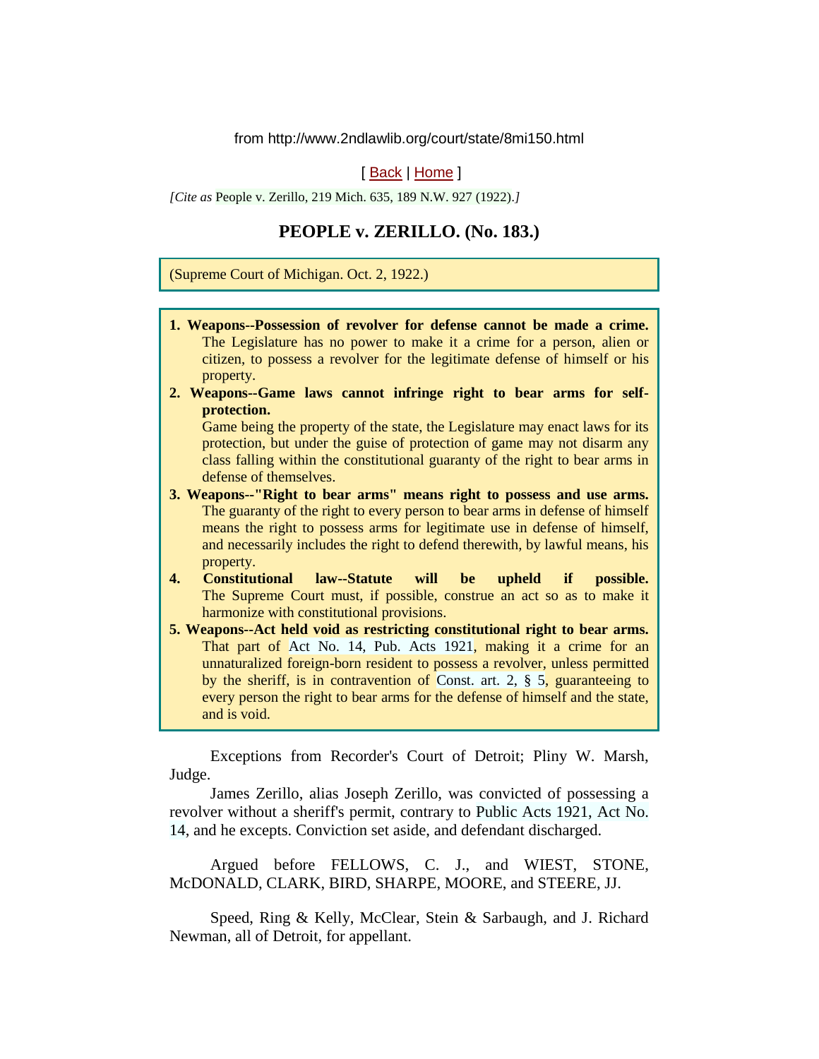from http://www.2ndlawlib.org/court/state/8mi150.html

[ Back | Home ]

*[Cite as* People v. Zerillo, 219 Mich. 635, 189 N.W. 927 (1922).*]*

# PEOPLE v. ZERILLO. (No. 183.)

(Supreme Court of Michigan. Oct. 2, 1922.)

1. **Weapons--Possession of revolver for defense cannot be made a crime.** The Legislature has no power to make it a crime for a person, alien or citizen, to possess a revolver for the legitimate defense of himself or his property.
2. **Weapons--Game laws cannot infringe right to bear arms for self-protection.** Game being the property of the state, the Legislature may enact laws for its protection, but under the guise of protection of game may not disarm any class falling within the constitutional guaranty of the right to bear arms in defense of themselves.
3. **Weapons--"Right to bear arms" means right to possess and use arms.** The guaranty of the right to every person to bear arms in defense of himself means the right to possess arms for legitimate use in defense of himself, and necessarily includes the right to defend therewith, by lawful means, his property.
4. **Constitutional law--Statute will be upheld if possible.** The Supreme Court must, if possible, construe an act so as to make it harmonize with constitutional provisions.
5. **Weapons--Act held void as restricting constitutional right to bear arms.** That part of Act No. 14, Pub. Acts 1921, making it a crime for an unnaturalized foreign-born resident to possess a revolver, unless permitted by the sheriff, is in contravention of Const. art. 2, § 5, guaranteeing to every person the right to bear arms for the defense of himself and the state, and is void.

Exceptions from Recorder's Court of Detroit; Pliny W. Marsh, Judge.

James Zerillo, alias Joseph Zerillo, was convicted of possessing a revolver without a sheriff's permit, contrary to Public Acts 1921, Act No. 14, and he excepts. Conviction set aside, and defendant discharged.

Argued before FELLOWS, C. J., and WIEST, STONE, McDONALD, CLARK, BIRD, SHARPE, MOORE, and STEERE, JJ.

Speed, Ring & Kelly, McClear, Stein & Sarbaugh, and J. Richard Newman, all of Detroit, for appellant.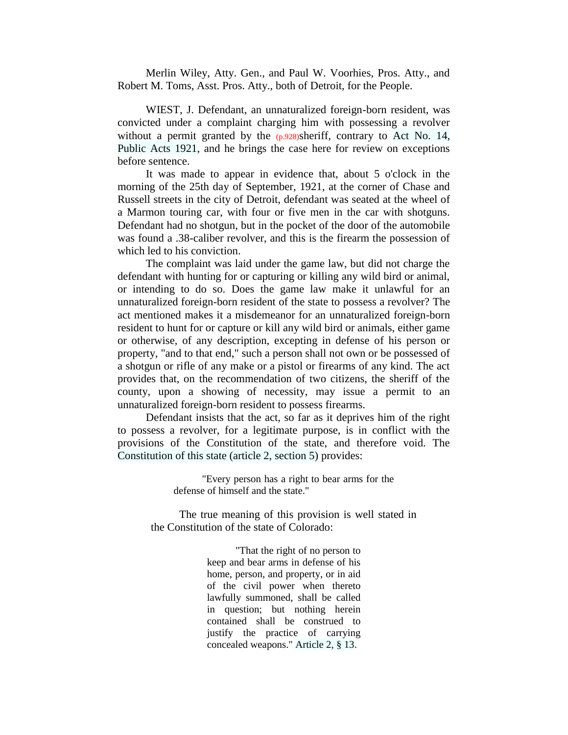Merlin Wiley, Atty. Gen., and Paul W. Voorhies, Pros. Atty., and Robert M. Toms, Asst. Pros. Atty., both of Detroit, for the People.

WIEST, J. Defendant, an unnaturalized foreign-born resident, was convicted under a complaint charging him with possessing a revolver without a permit granted by the (p.928)sheriff, contrary to Act No. 14, Public Acts 1921, and he brings the case here for review on exceptions before sentence.

It was made to appear in evidence that, about 5 o'clock in the morning of the 25th day of September, 1921, at the corner of Chase and Russell streets in the city of Detroit, defendant was seated at the wheel of a Marmon touring car, with four or five men in the car with shotguns. Defendant had no shotgun, but in the pocket of the door of the automobile was found a .38-caliber revolver, and this is the firearm the possession of which led to his conviction.

The complaint was laid under the game law, but did not charge the defendant with hunting for or capturing or killing any wild bird or animal, or intending to do so. Does the game law make it unlawful for an unnaturalized foreign-born resident of the state to possess a revolver? The act mentioned makes it a misdemeanor for an unnaturalized foreign-born resident to hunt for or capture or kill any wild bird or animals, either game or otherwise, of any description, excepting in defense of his person or property, "and to that end," such a person shall not own or be possessed of a shotgun or rifle of any make or a pistol or firearms of any kind. The act provides that, on the recommendation of two citizens, the sheriff of the county, upon a showing of necessity, may issue a permit to an unnaturalized foreign-born resident to possess firearms.

Defendant insists that the act, so far as it deprives him of the right to possess a revolver, for a legitimate purpose, is in conflict with the provisions of the Constitution of the state, and therefore void. The Constitution of this state (article 2, section 5) provides:

> "Every person has a right to bear arms for the defense of himself and the state."

The true meaning of this provision is well stated in the Constitution of the state of Colorado:

> "That the right of no person to keep and bear arms in defense of his home, person, and property, or in aid of the civil power when thereto lawfully summoned, shall be called in question; but nothing herein contained shall be construed to justify the practice of carrying concealed weapons." Article 2, § 13.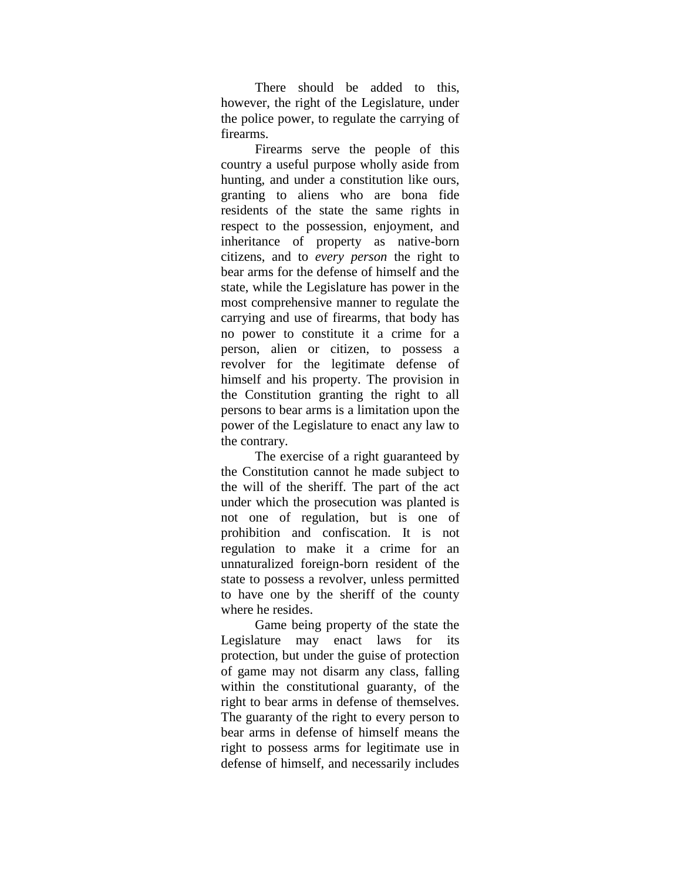There should be added to this, however, the right of the Legislature, under the police power, to regulate the carrying of firearms.

Firearms serve the people of this country a useful purpose wholly aside from hunting, and under a constitution like ours, granting to aliens who are bona fide residents of the state the same rights in respect to the possession, enjoyment, and inheritance of property as native-born citizens, and to *every person* the right to bear arms for the defense of himself and the state, while the Legislature has power in the most comprehensive manner to regulate the carrying and use of firearms, that body has no power to constitute it a crime for a person, alien or citizen, to possess a revolver for the legitimate defense of himself and his property. The provision in the Constitution granting the right to all persons to bear arms is a limitation upon the power of the Legislature to enact any law to the contrary.

The exercise of a right guaranteed by the Constitution cannot he made subject to the will of the sheriff. The part of the act under which the prosecution was planted is not one of regulation, but is one of prohibition and confiscation. It is not regulation to make it a crime for an unnaturalized foreign-born resident of the state to possess a revolver, unless permitted to have one by the sheriff of the county where he resides.

Game being property of the state the Legislature may enact laws for its protection, but under the guise of protection of game may not disarm any class, falling within the constitutional guaranty, of the right to bear arms in defense of themselves. The guaranty of the right to every person to bear arms in defense of himself means the right to possess arms for legitimate use in defense of himself, and necessarily includes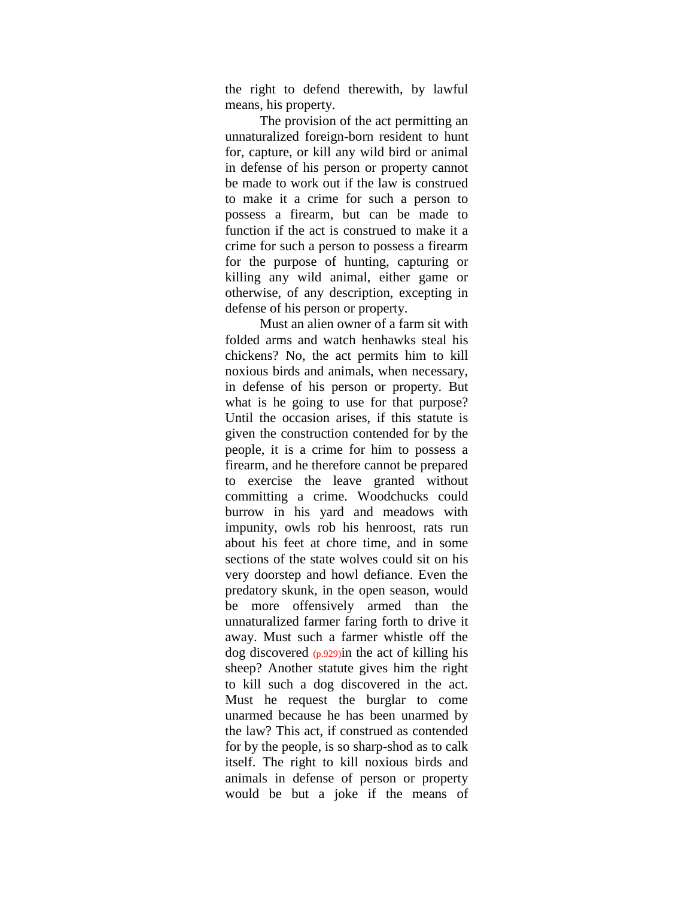the right to defend therewith, by lawful means, his property.

The provision of the act permitting an unnaturalized foreign-born resident to hunt for, capture, or kill any wild bird or animal in defense of his person or property cannot be made to work out if the law is construed to make it a crime for such a person to possess a firearm, but can be made to function if the act is construed to make it a crime for such a person to possess a firearm for the purpose of hunting, capturing or killing any wild animal, either game or otherwise, of any description, excepting in defense of his person or property.

Must an alien owner of a farm sit with folded arms and watch henhawks steal his chickens? No, the act permits him to kill noxious birds and animals, when necessary, in defense of his person or property. But what is he going to use for that purpose? Until the occasion arises, if this statute is given the construction contended for by the people, it is a crime for him to possess a firearm, and he therefore cannot be prepared to exercise the leave granted without committing a crime. Woodchucks could burrow in his yard and meadows with impunity, owls rob his henroost, rats run about his feet at chore time, and in some sections of the state wolves could sit on his very doorstep and howl defiance. Even the predatory skunk, in the open season, would be more offensively armed than the unnaturalized farmer faring forth to drive it away. Must such a farmer whistle off the dog discovered (p.929)in the act of killing his sheep? Another statute gives him the right to kill such a dog discovered in the act. Must he request the burglar to come unarmed because he has been unarmed by the law? This act, if construed as contended for by the people, is so sharp-shod as to calk itself. The right to kill noxious birds and animals in defense of person or property would be but a joke if the means of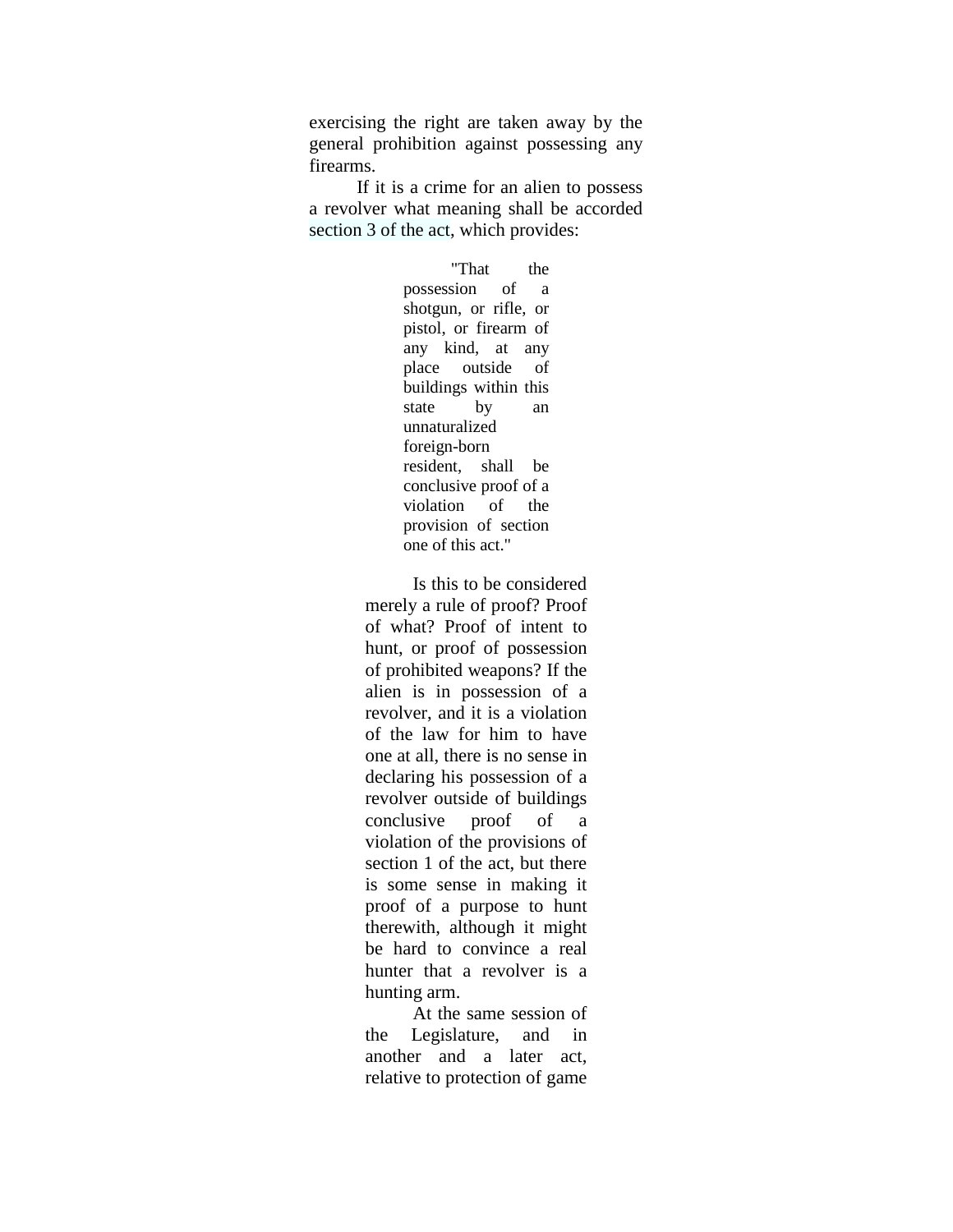exercising the right are taken away by the general prohibition against possessing any firearms.

If it is a crime for an alien to possess a revolver what meaning shall be accorded section 3 of the act, which provides:

> "That the possession of a shotgun, or rifle, or pistol, or firearm of any kind, at any place outside of buildings within this state by an unnaturalized foreign-born resident, shall be conclusive proof of a violation of the provision of section one of this act."

Is this to be considered merely a rule of proof? Proof of what? Proof of intent to hunt, or proof of possession of prohibited weapons? If the alien is in possession of a revolver, and it is a violation of the law for him to have one at all, there is no sense in declaring his possession of a revolver outside of buildings conclusive proof of a violation of the provisions of section 1 of the act, but there is some sense in making it proof of a purpose to hunt therewith, although it might be hard to convince a real hunter that a revolver is a hunting arm.

At the same session of the Legislature, and in another and a later act, relative to protection of game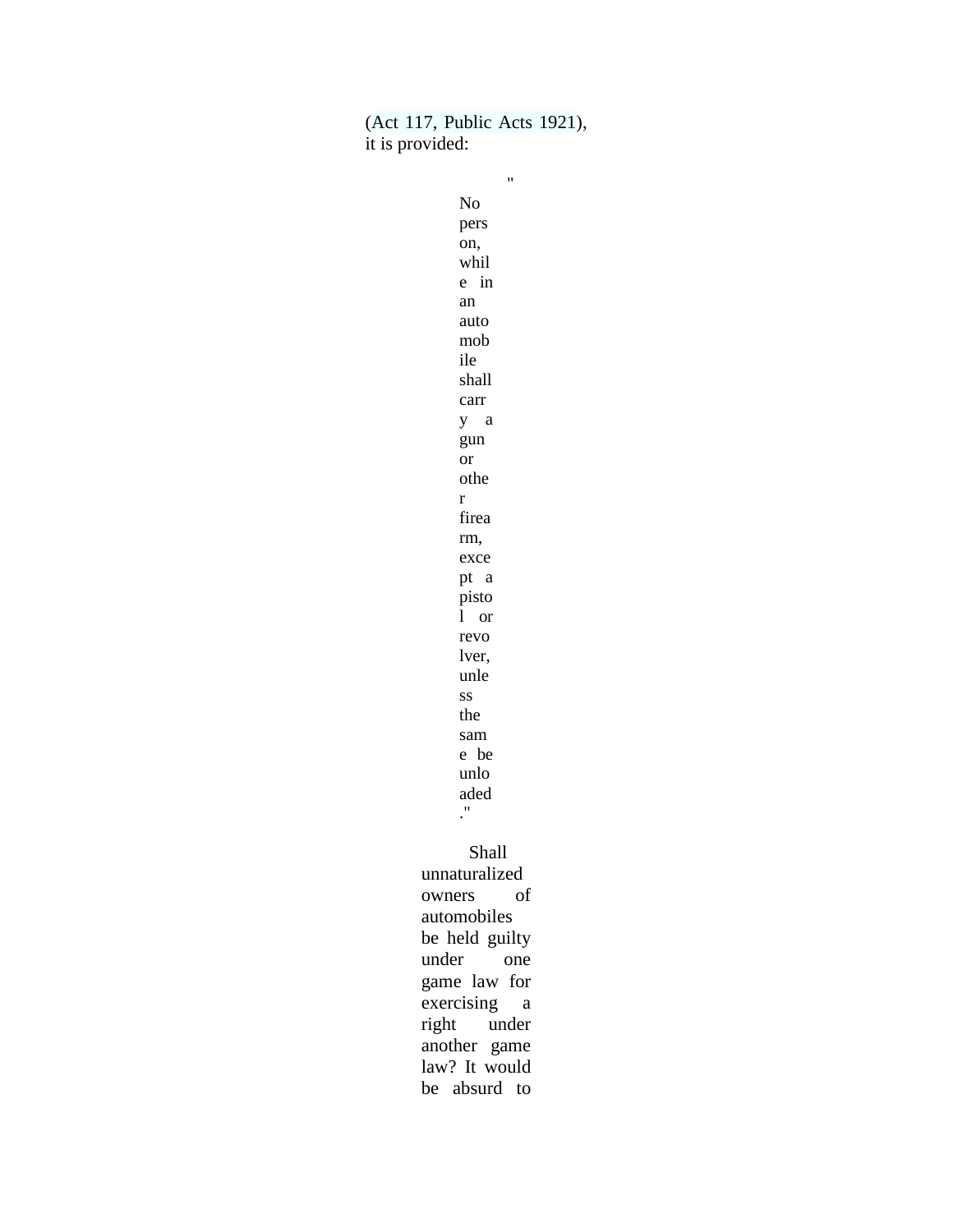(Act 117, Public Acts 1921), it is provided:

> "No person, while in an automobile shall carry a gun or other firearm, except a pistol or revolver, unless the same be unloaded."

Shall unnaturalized owners of automobiles be held guilty under one game law for exercising a right under another game law? It would be absurd to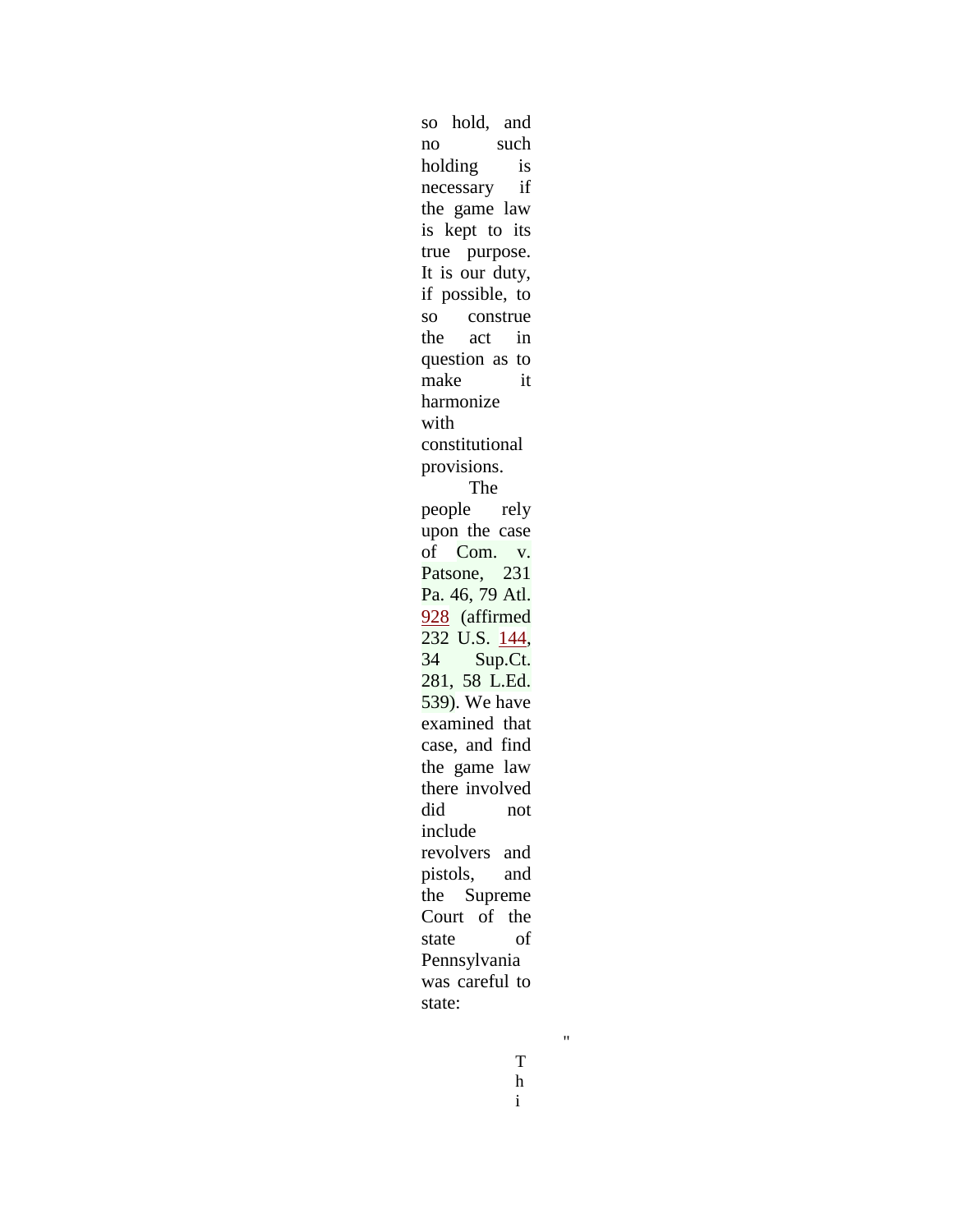so hold, and no such holding is necessary if the game law is kept to its true purpose. It is our duty, if possible, to so construe the act in question as to make it harmonize with constitutional provisions.

The people rely upon the case of Com. v. Patsone, 231 Pa. 46, 79 Atl. 928 (affirmed 232 U.S. 144, 34 Sup.Ct. 281, 58 L.Ed. 539). We have examined that case, and find the game law there involved did not include revolvers and pistols, and the Supreme Court of the state of Pennsylvania was careful to state:

"Thi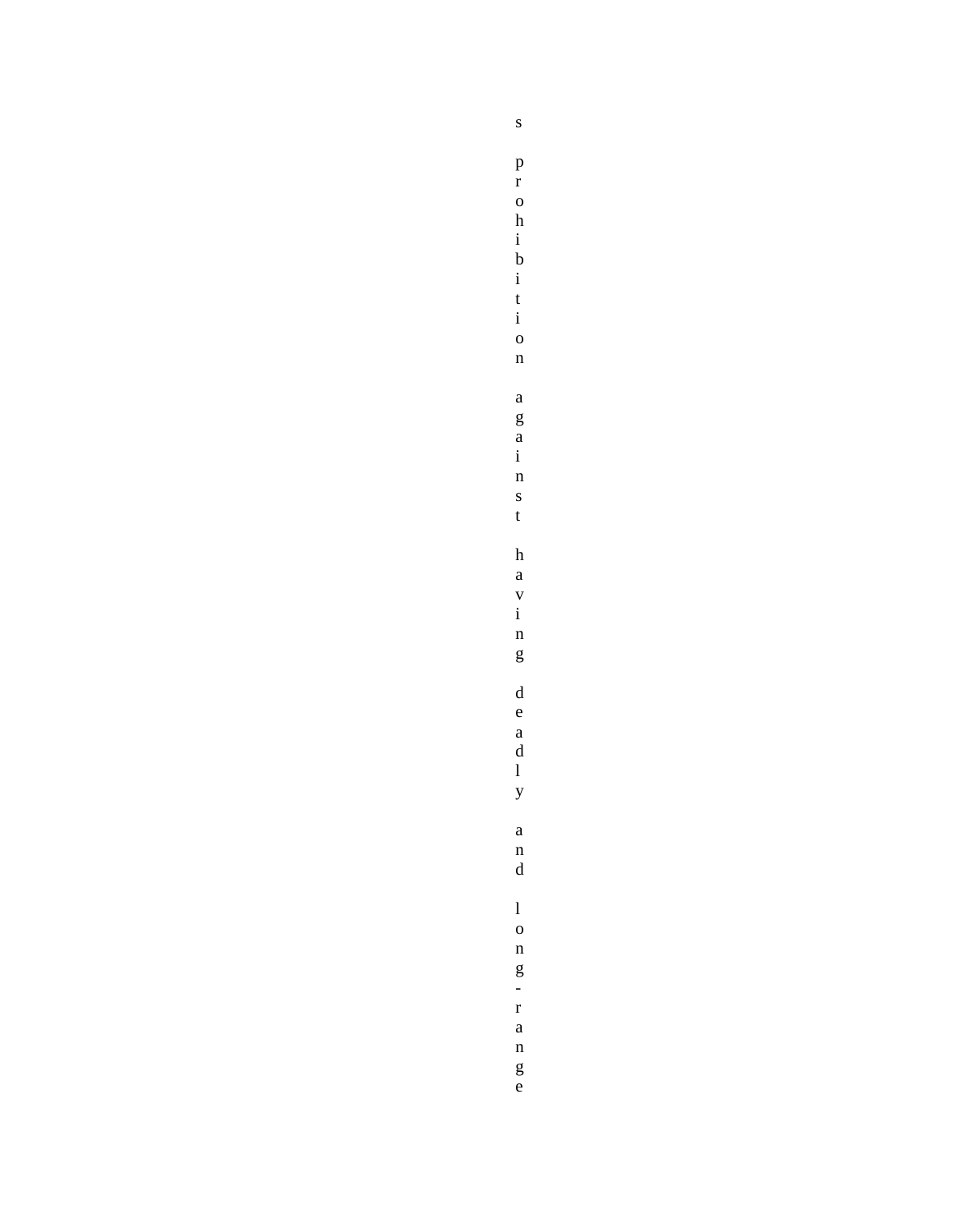s prohibition against having deadly and long-range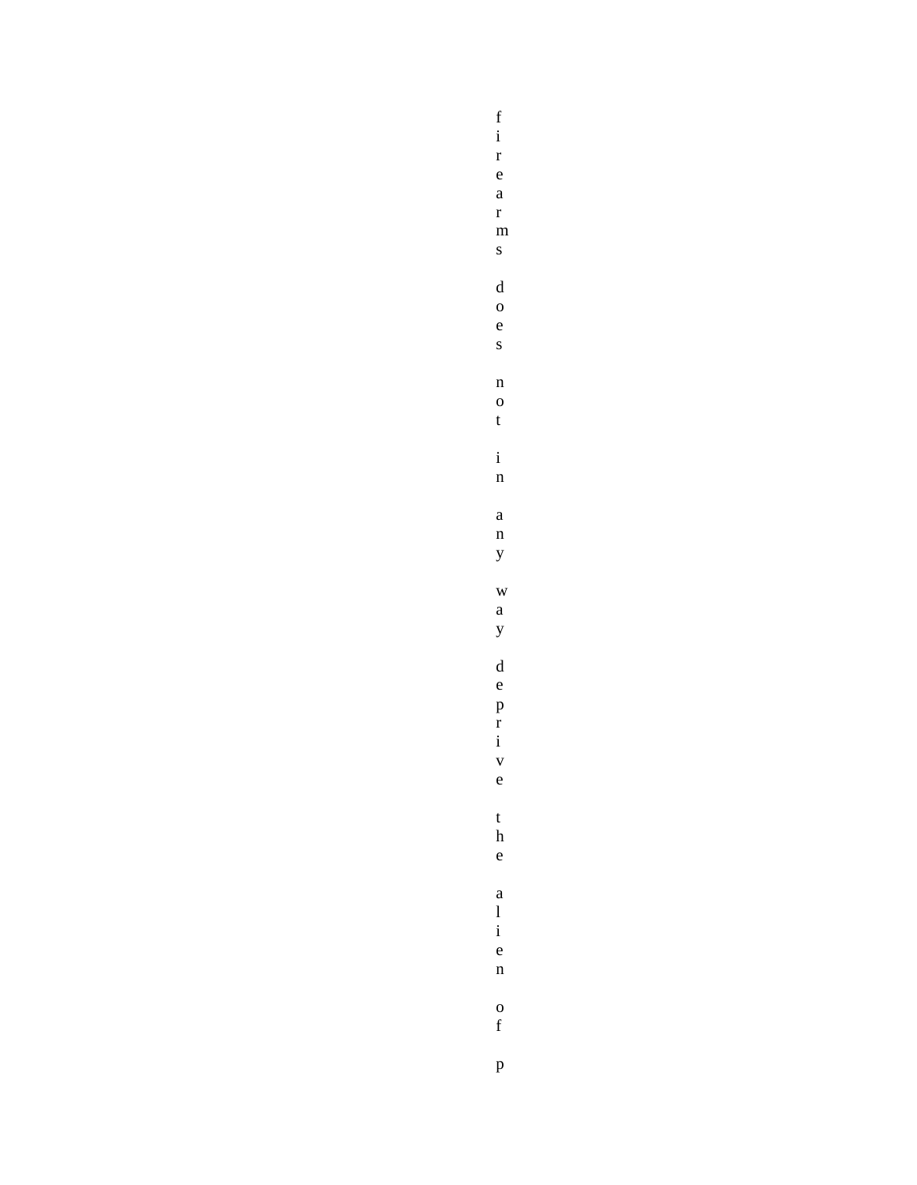firearms does not in any way deprive the alien of p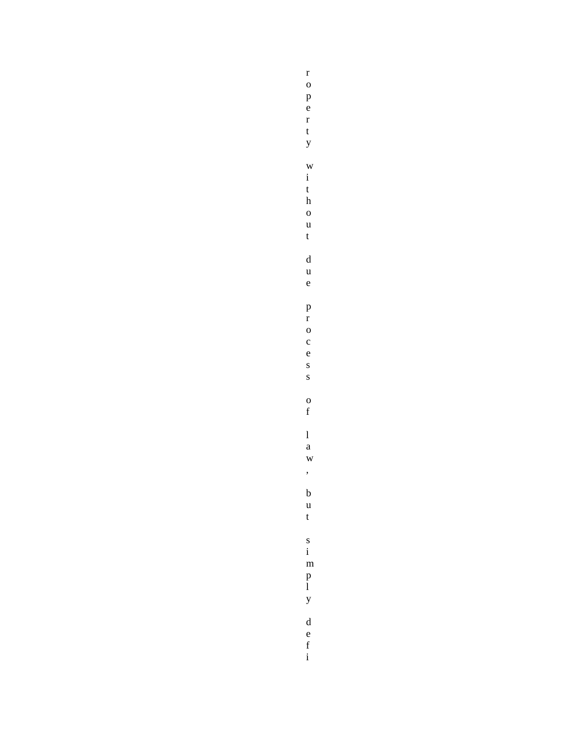roperty without due process of law, but simply defi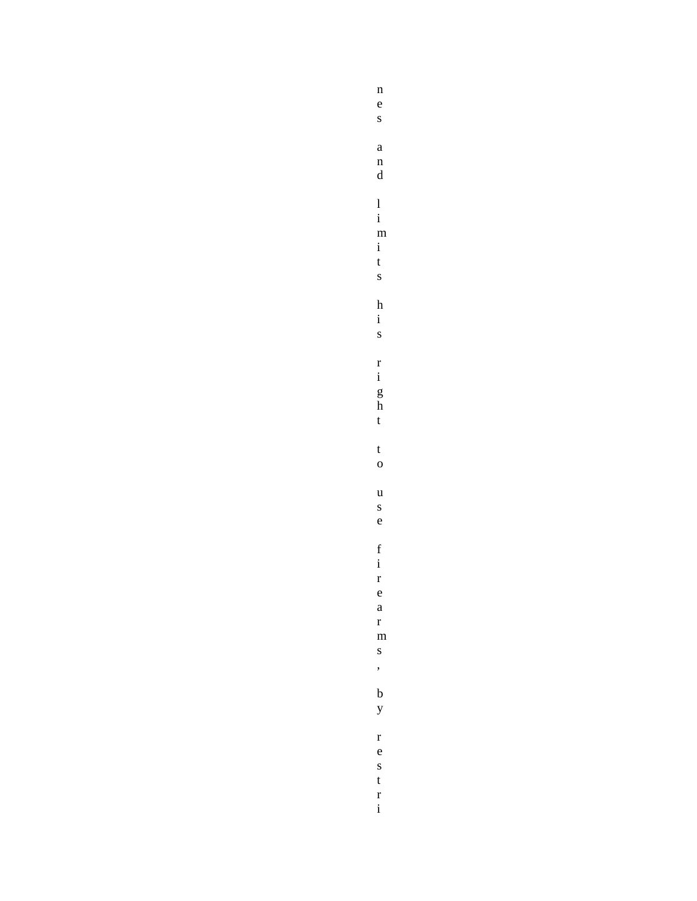nes and limits his right to use firearms, by restri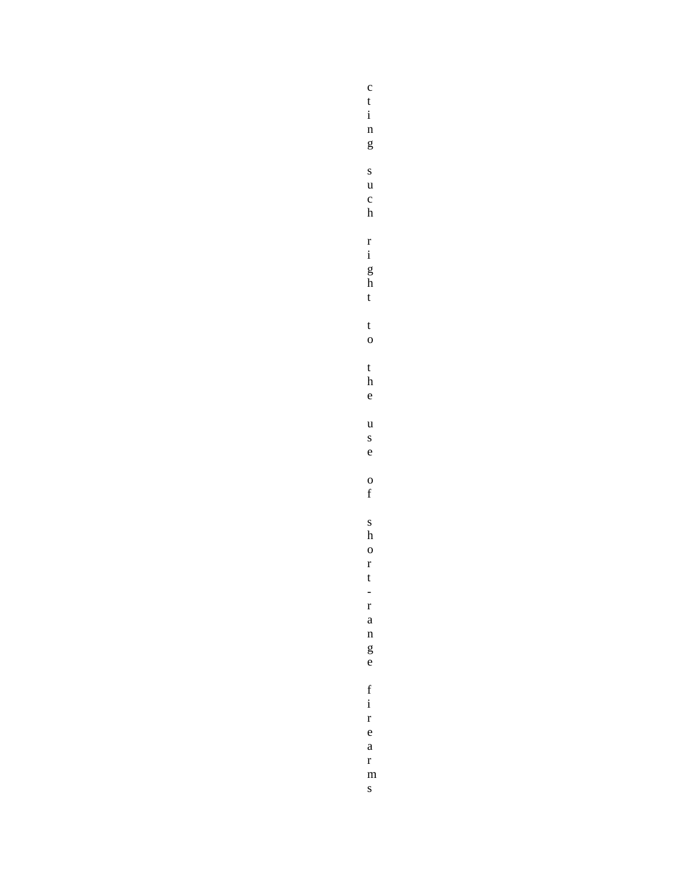cting such right to the use of short-range firearms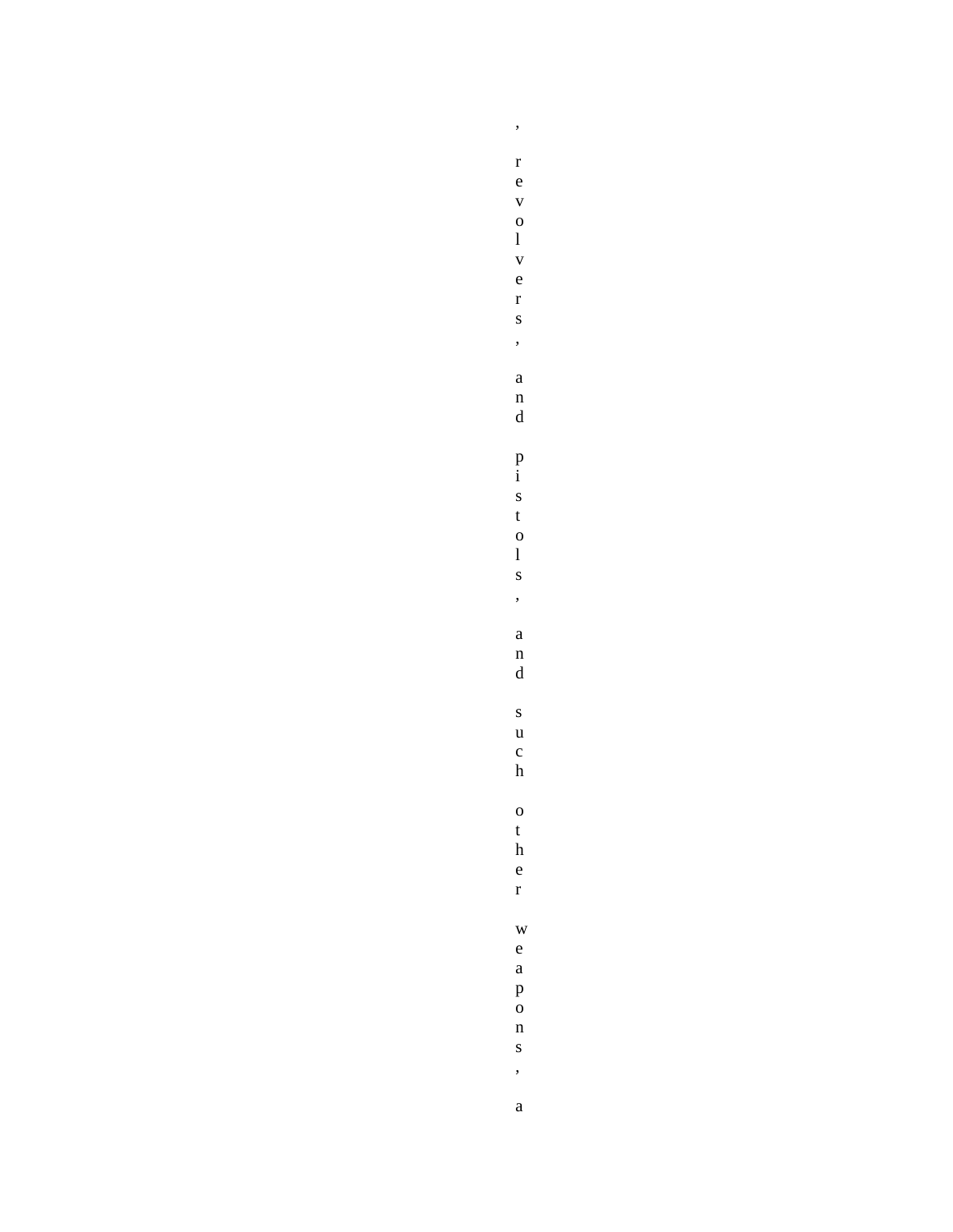, revolvers, and pistols, and such other weapons, a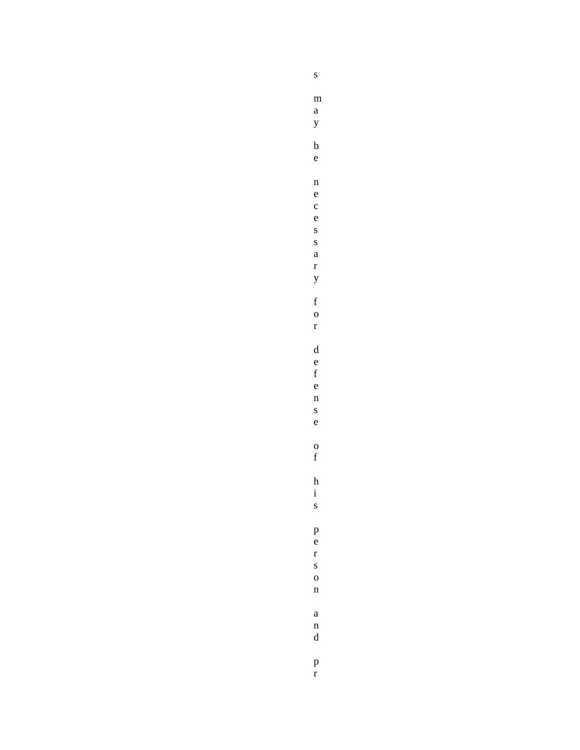s may be necessary for defense of his person and pr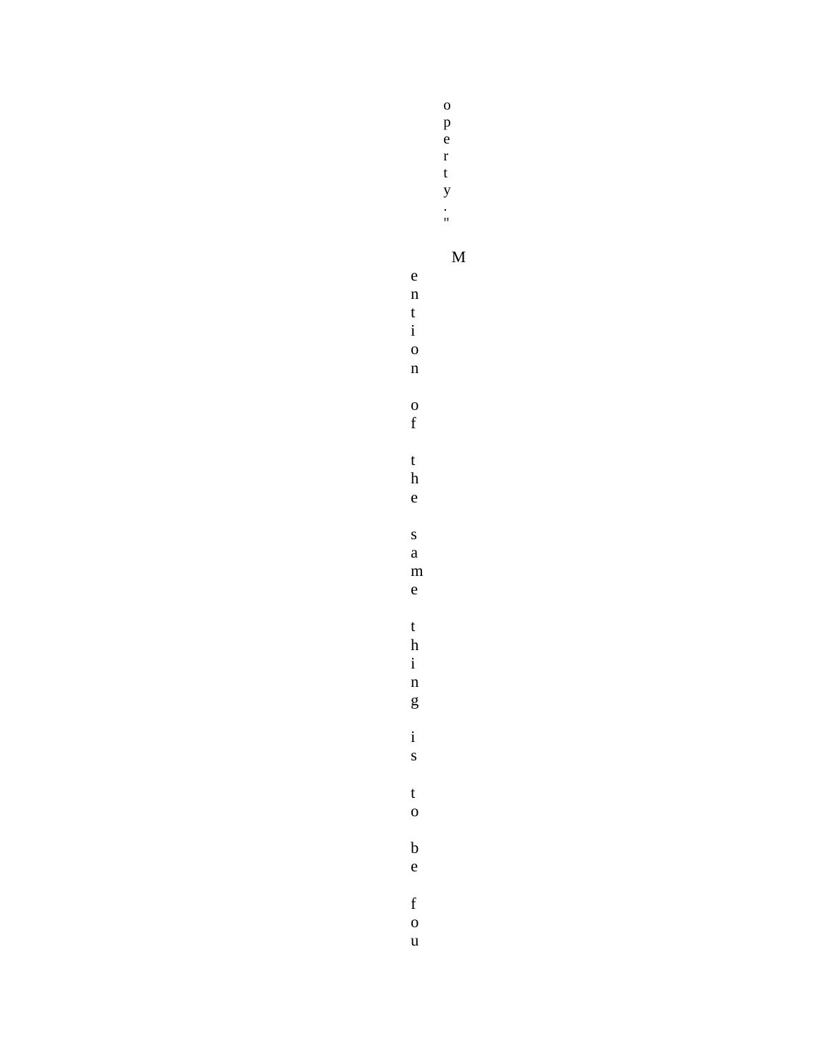operty."

Mention of the same thing is to be fou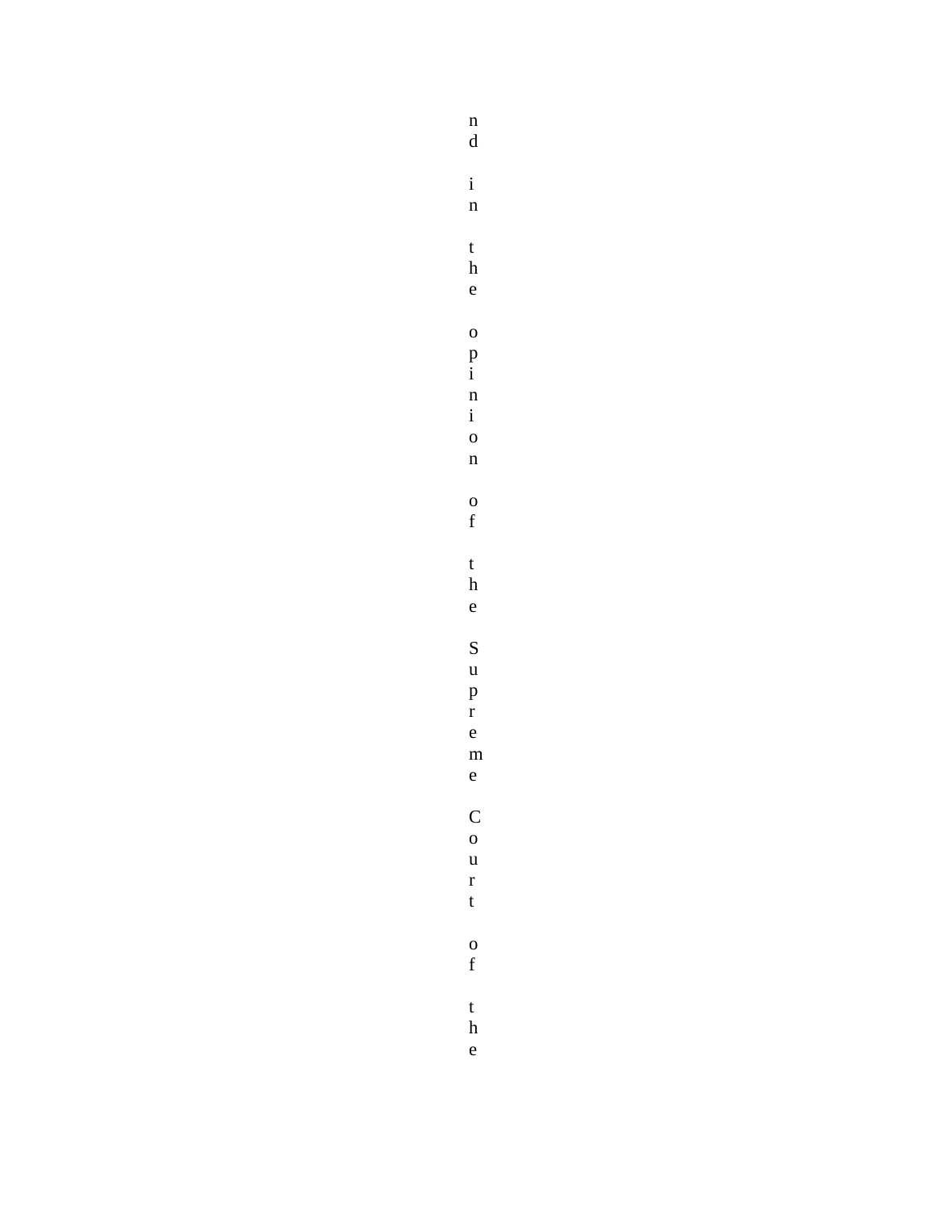nd in the opinion of the Supreme Court of the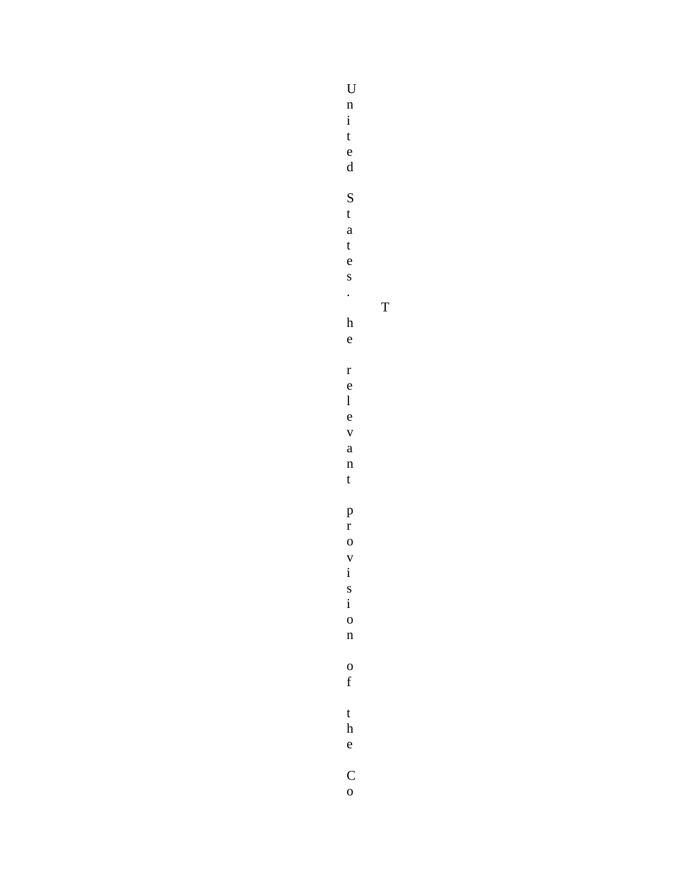United States. The relevant provision of the Co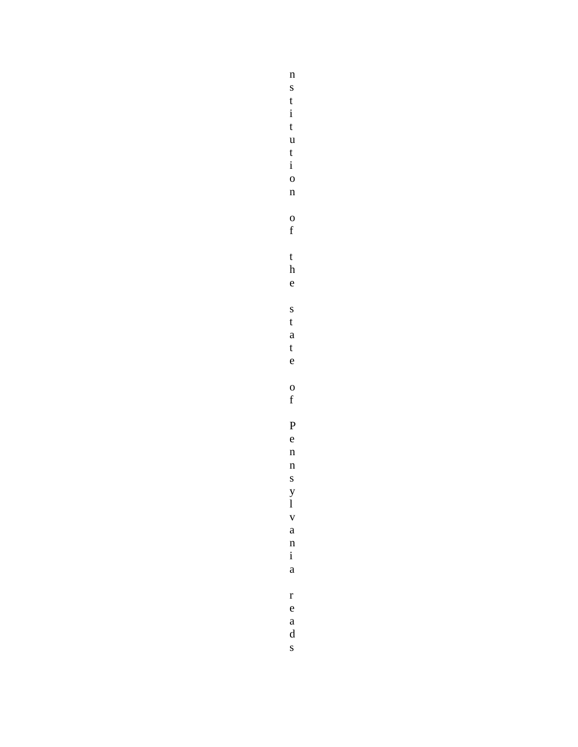nstitution of the state of Pennsylvania reads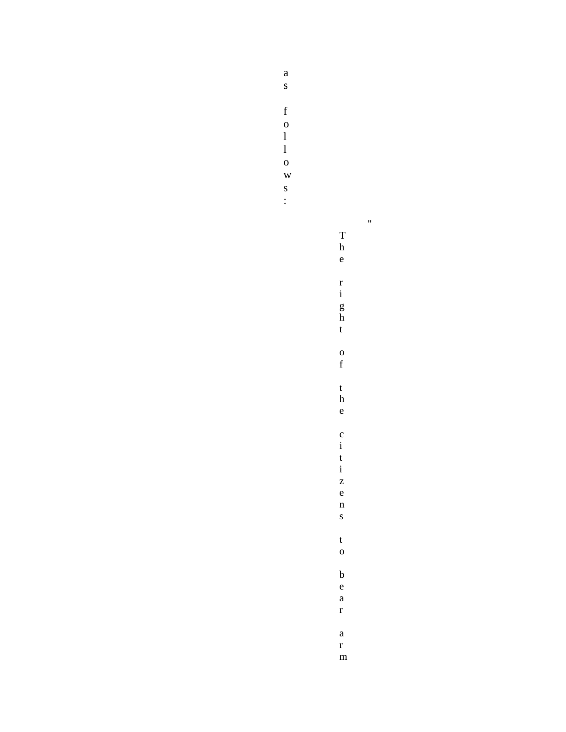as follows:

"The right of the citizens to bear arm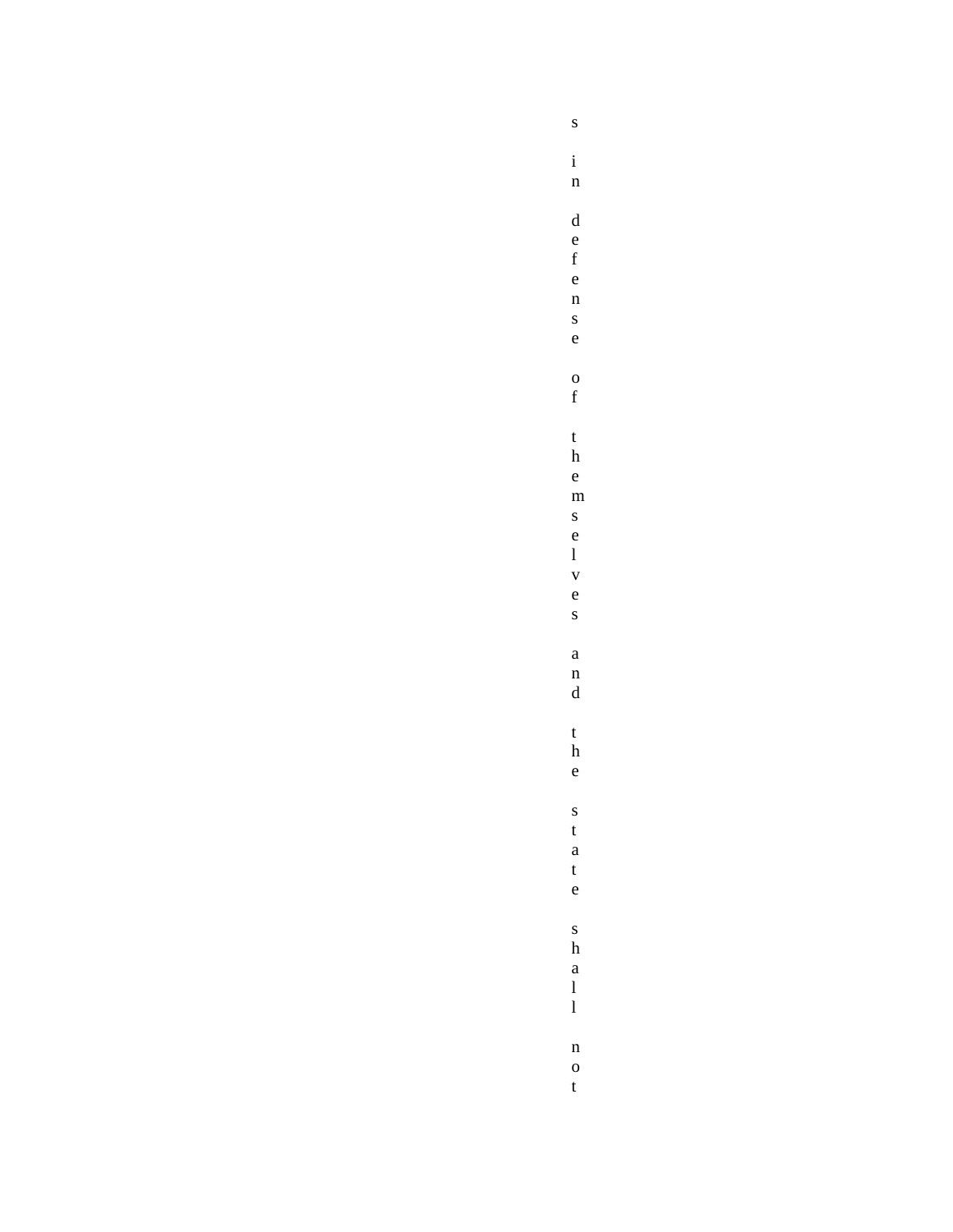s in defense of themselves and the state shall not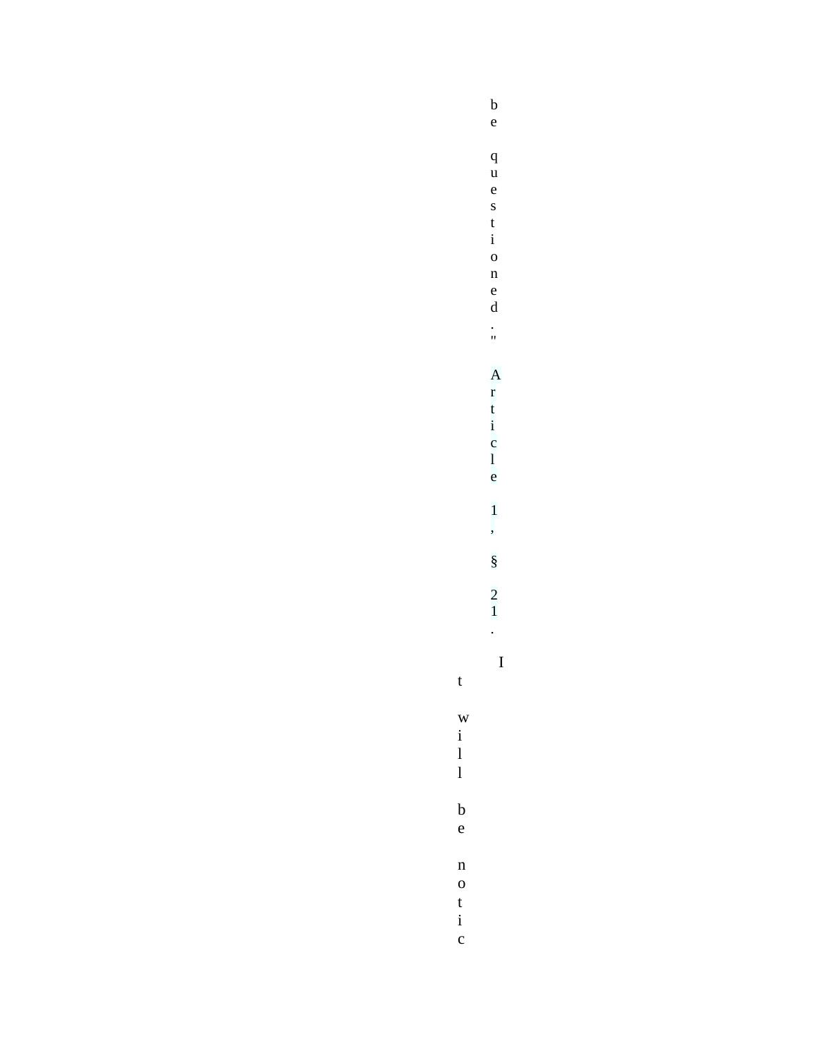be questioned." Article 1, § 21.

It will be notic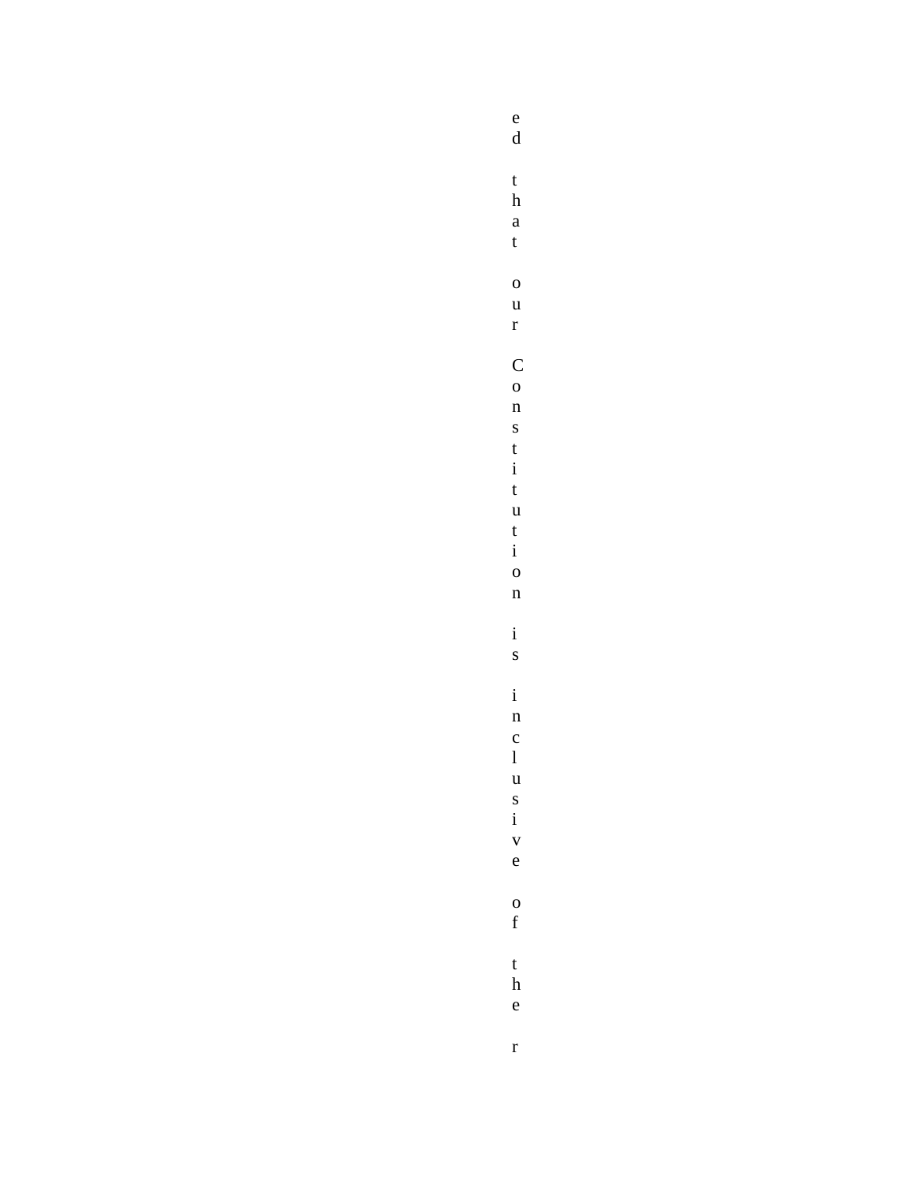ed that our Constitution is inclusive of the r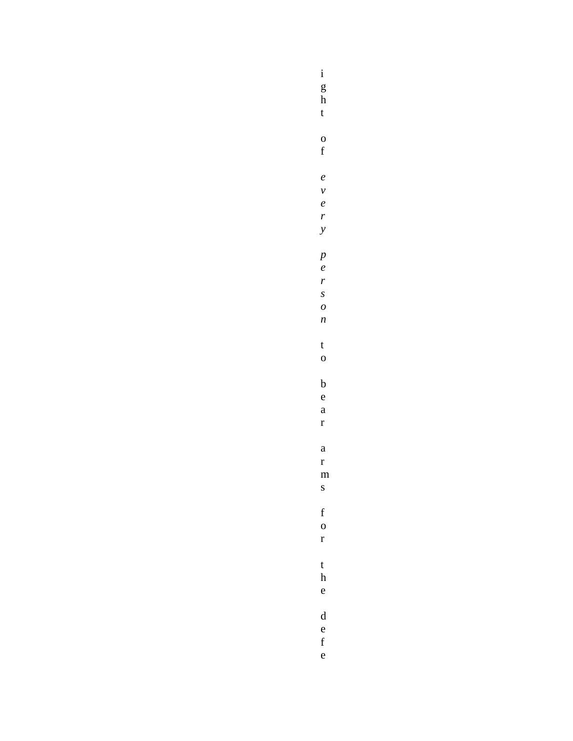ight of *every person* to bear arms for the defe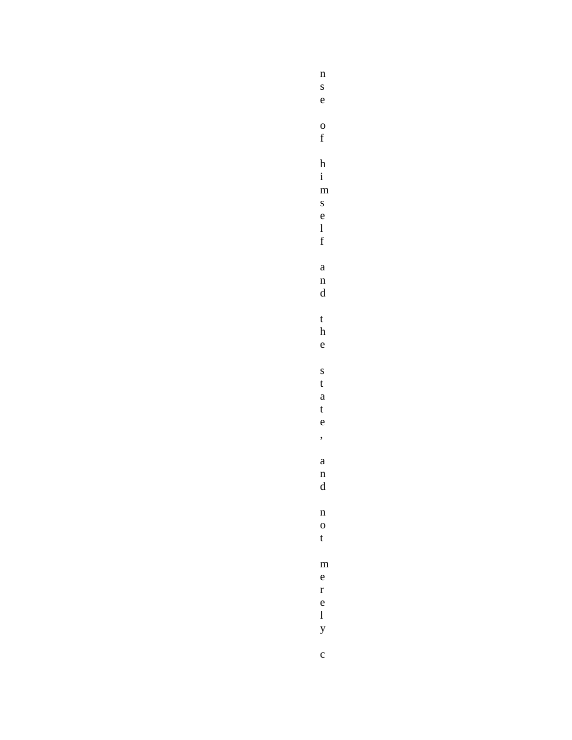nse of himself and the state, and not merely c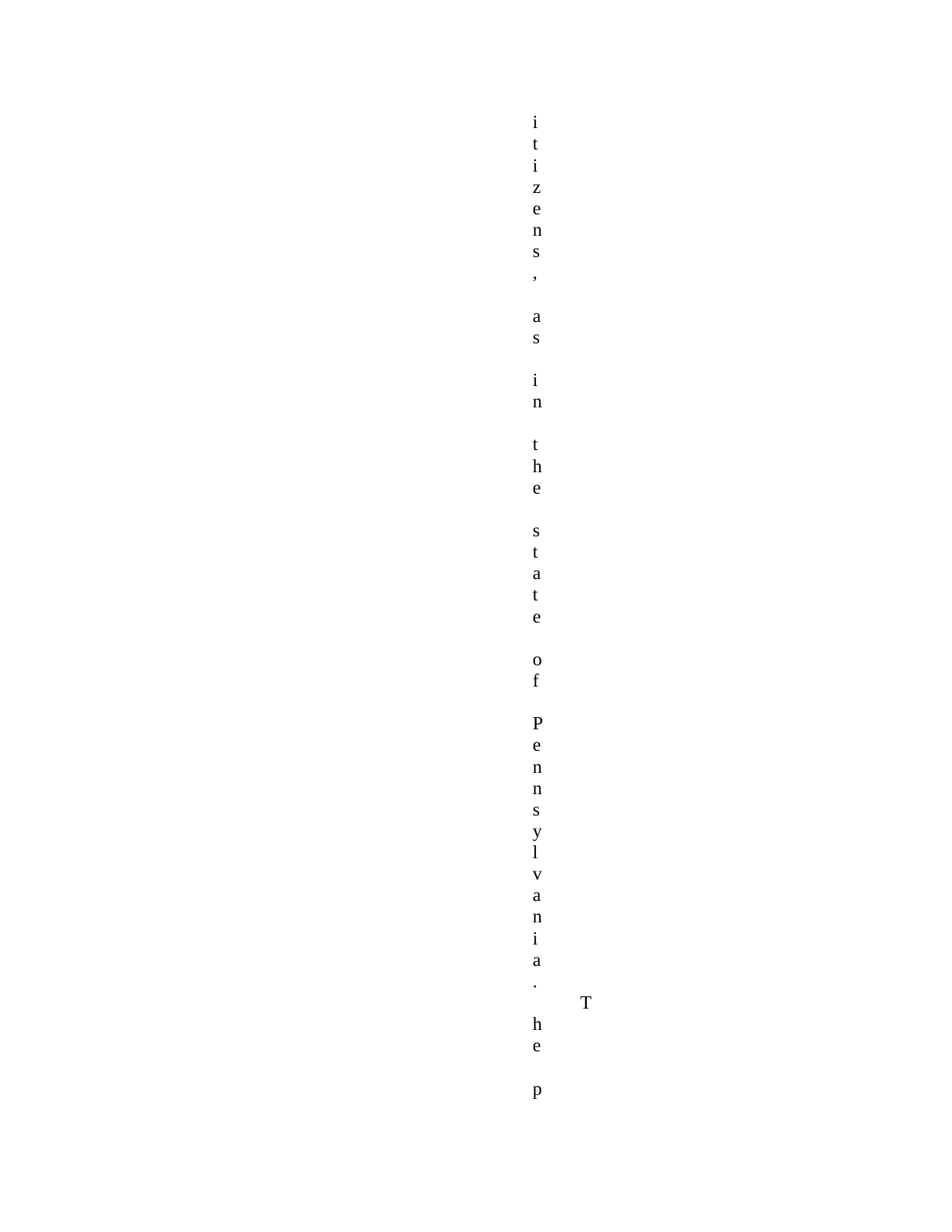itizens, as in the state of Pennsylvania. The p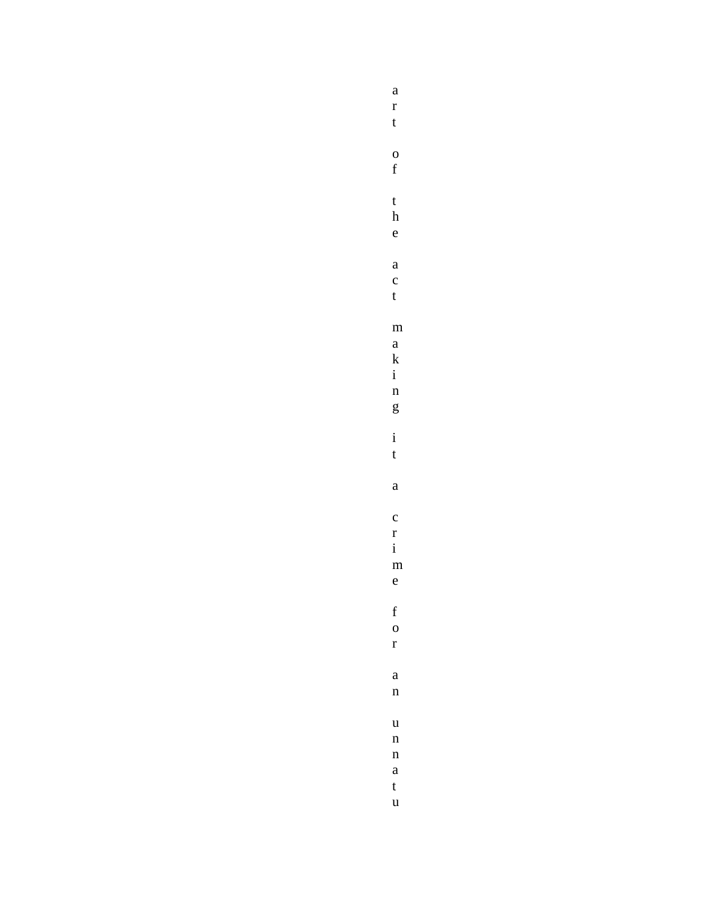art of the act making it a crime for an unnatu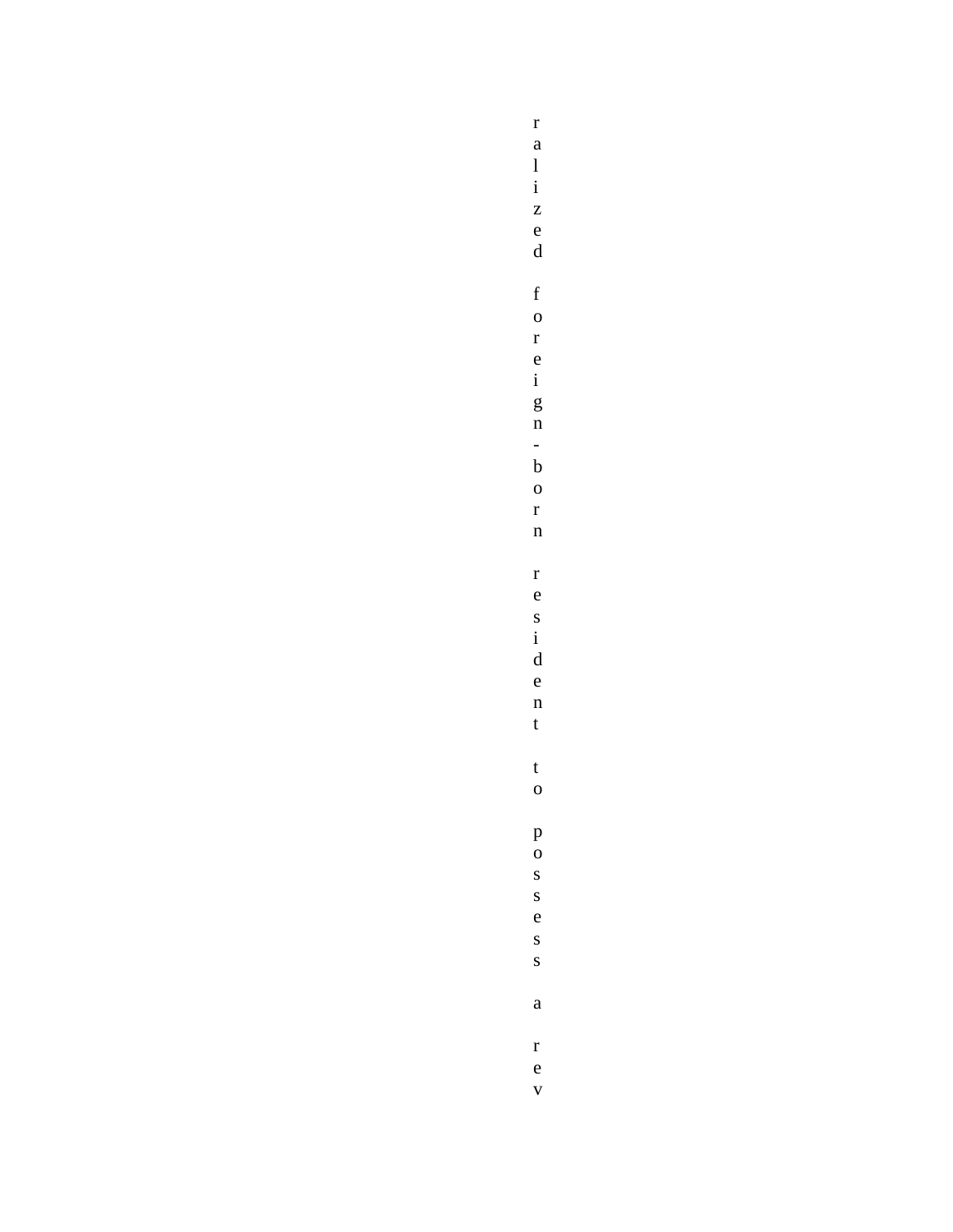ralized foreign-born resident to possess a rev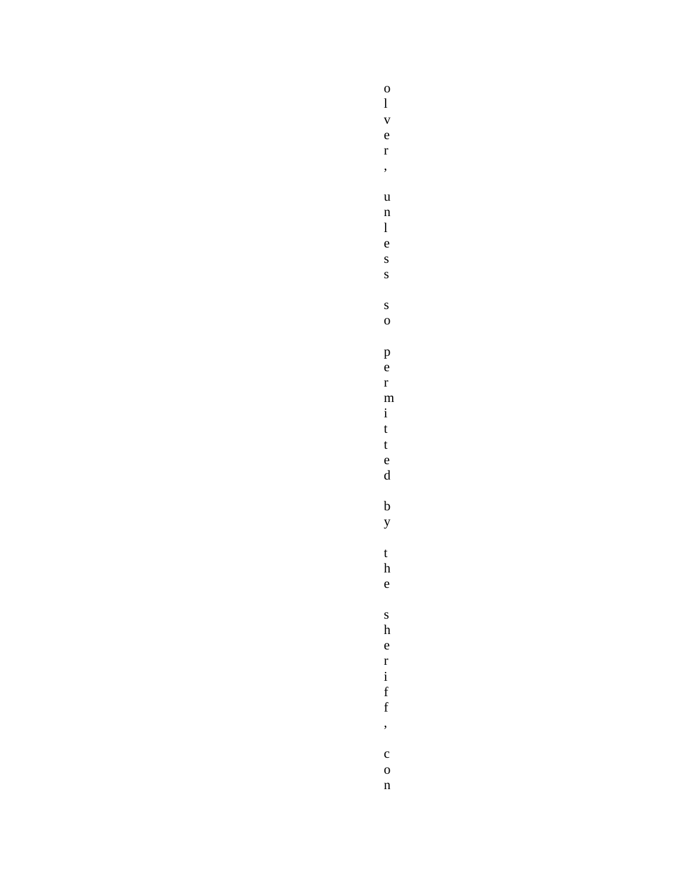olver, unless so permitted by the sheriff, con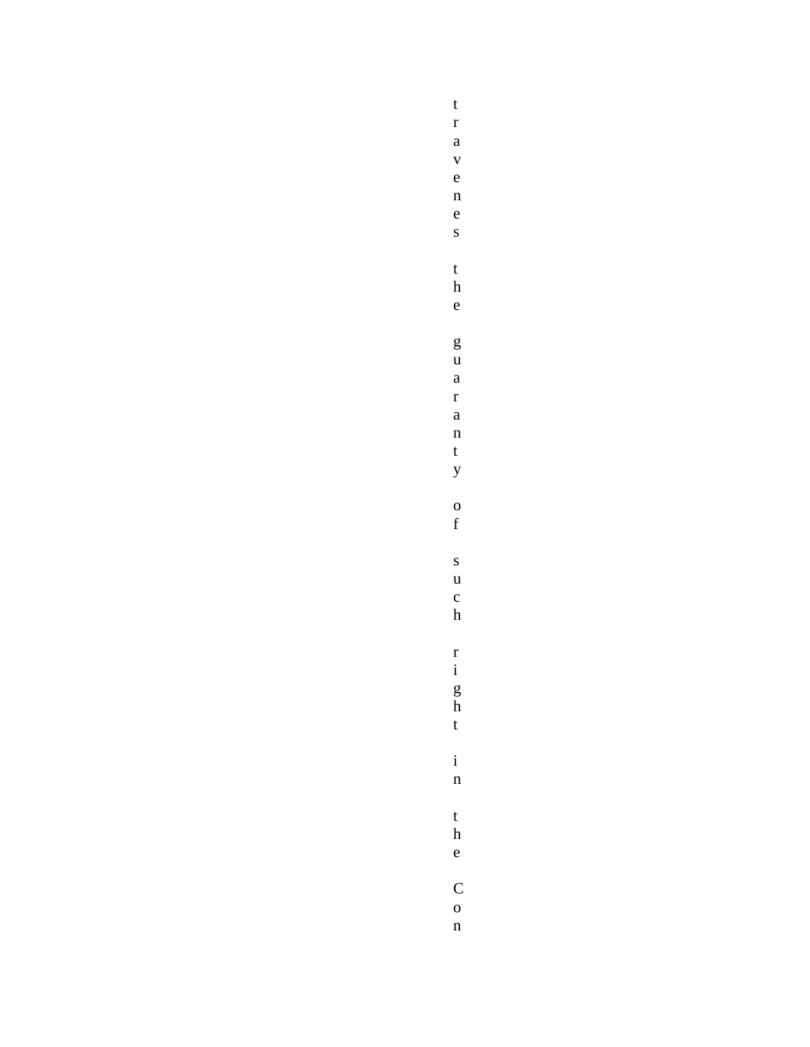travenes the guaranty of such right in the Con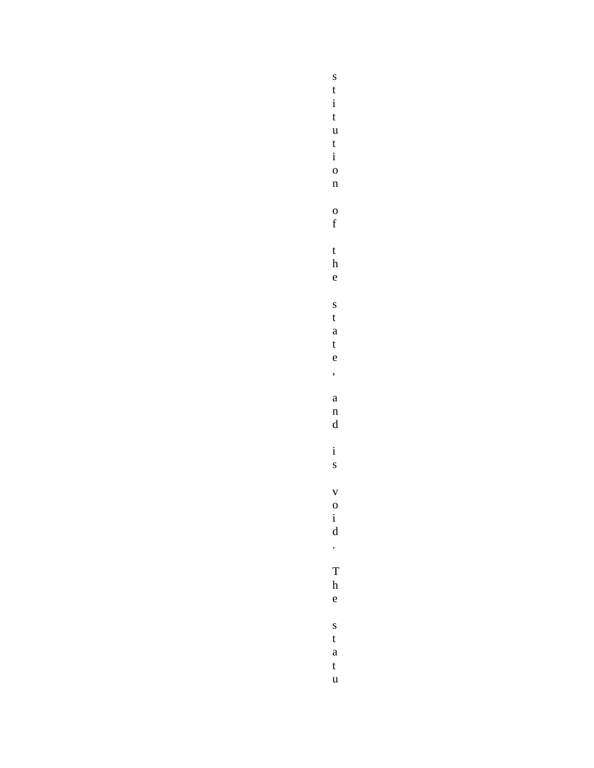stitution of the state, and is void. The statu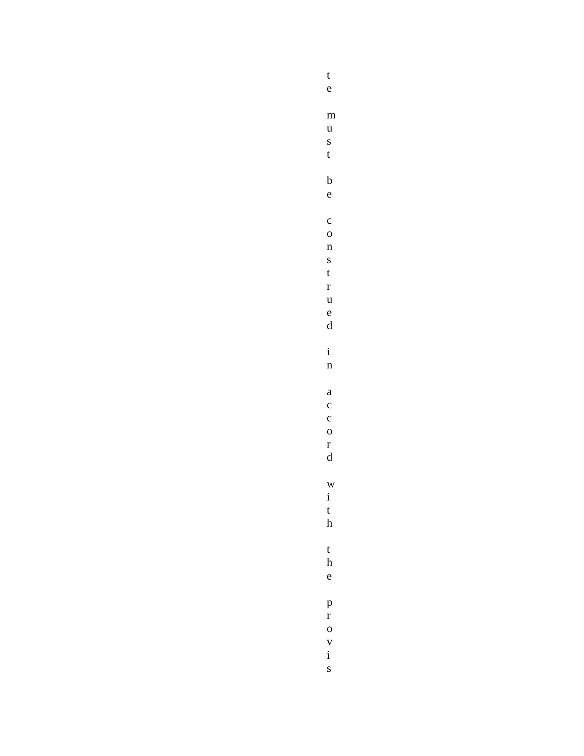te must be construed in accord with the provis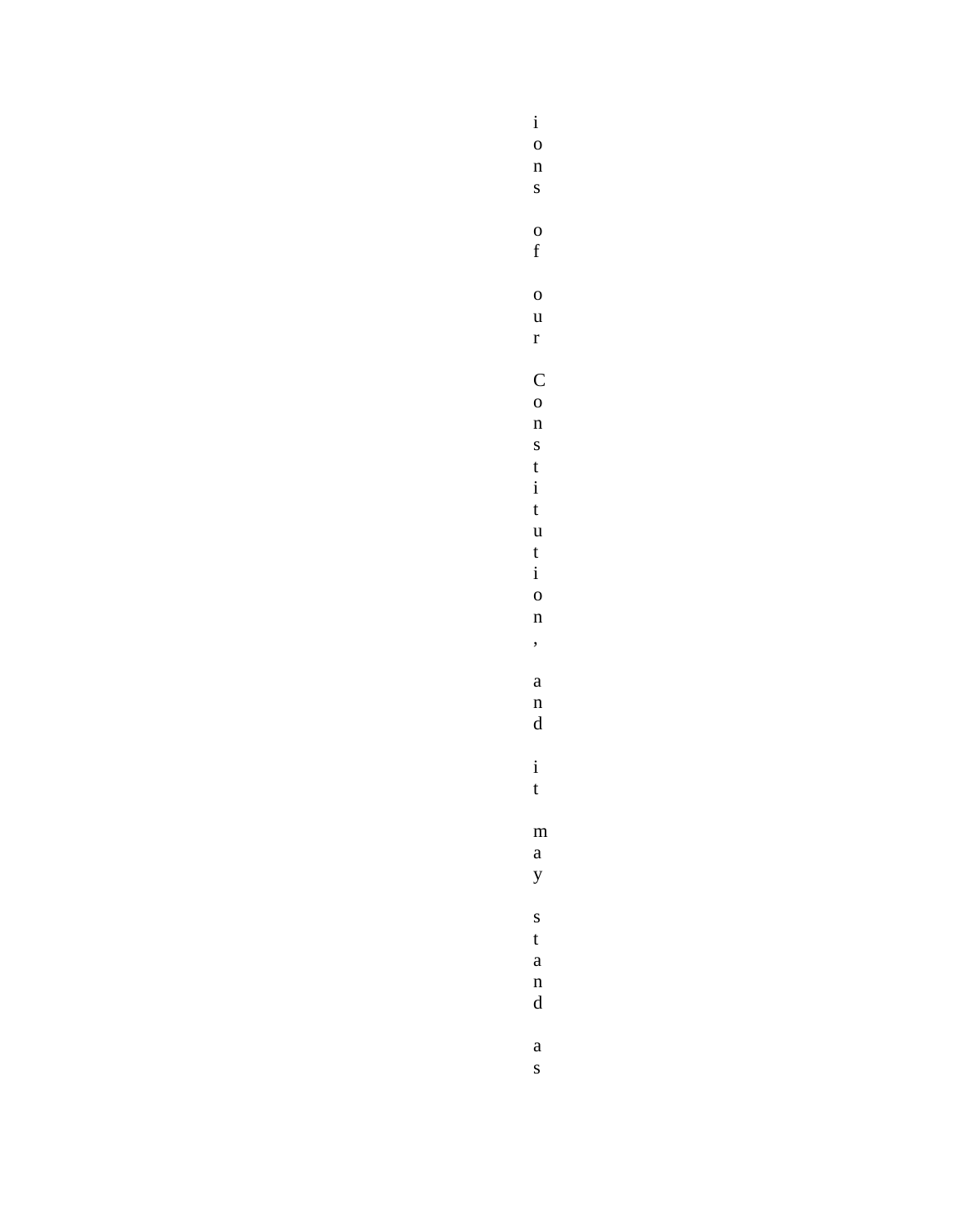ions of our Constitution, and it may stand as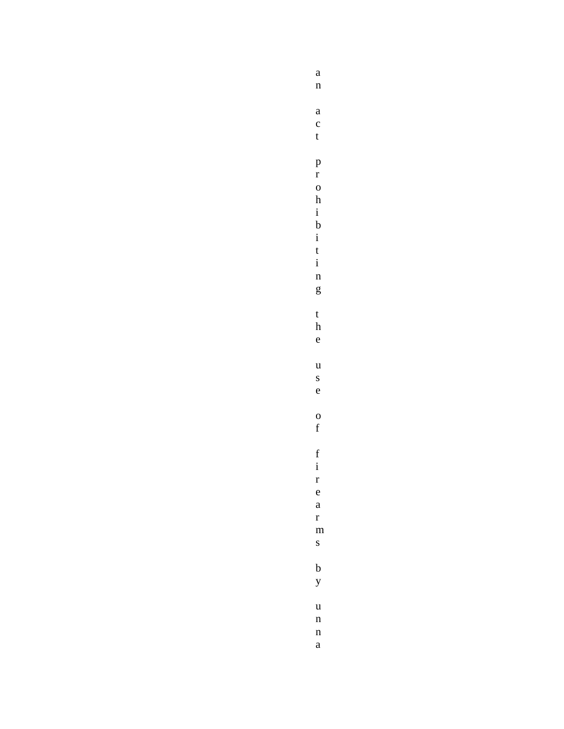an act prohibiting the use of firearms by unna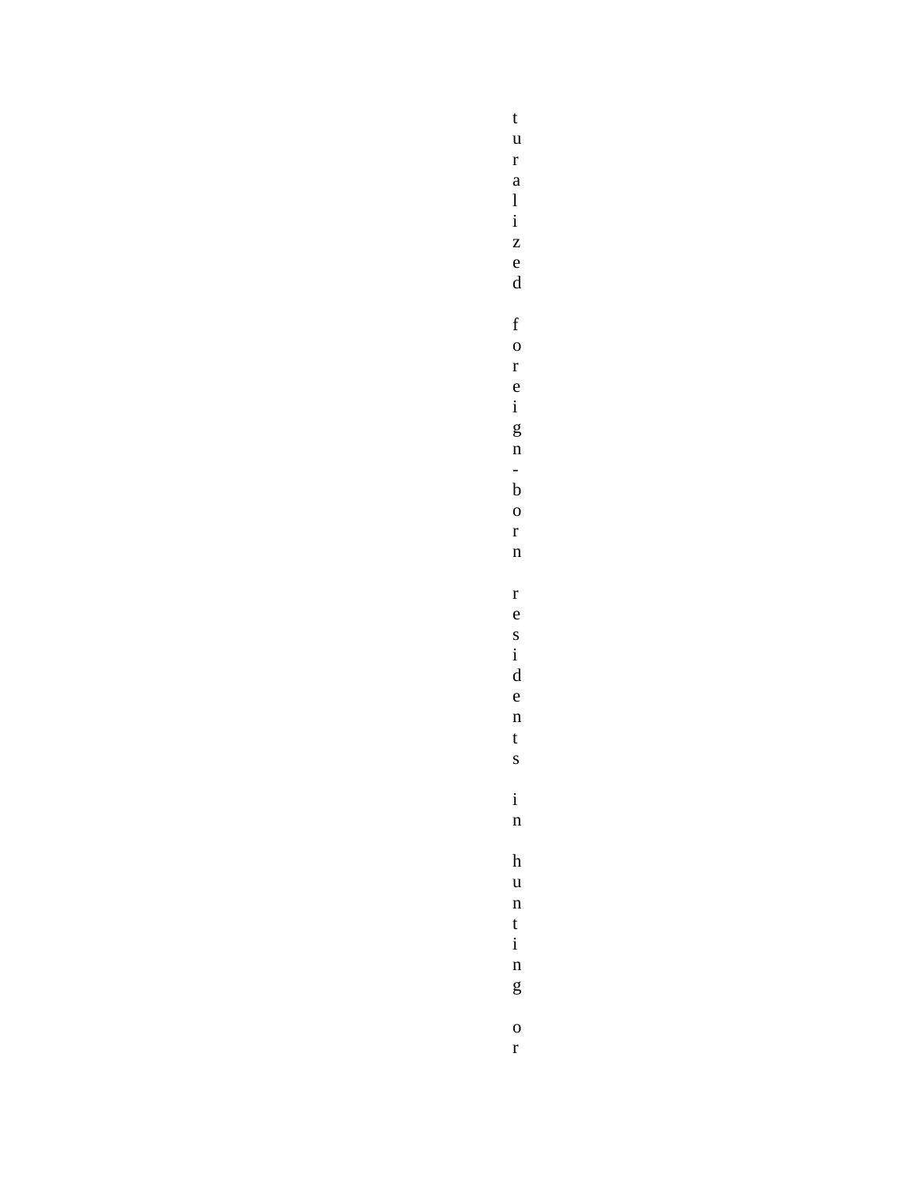turalized foreign-born residents in hunting or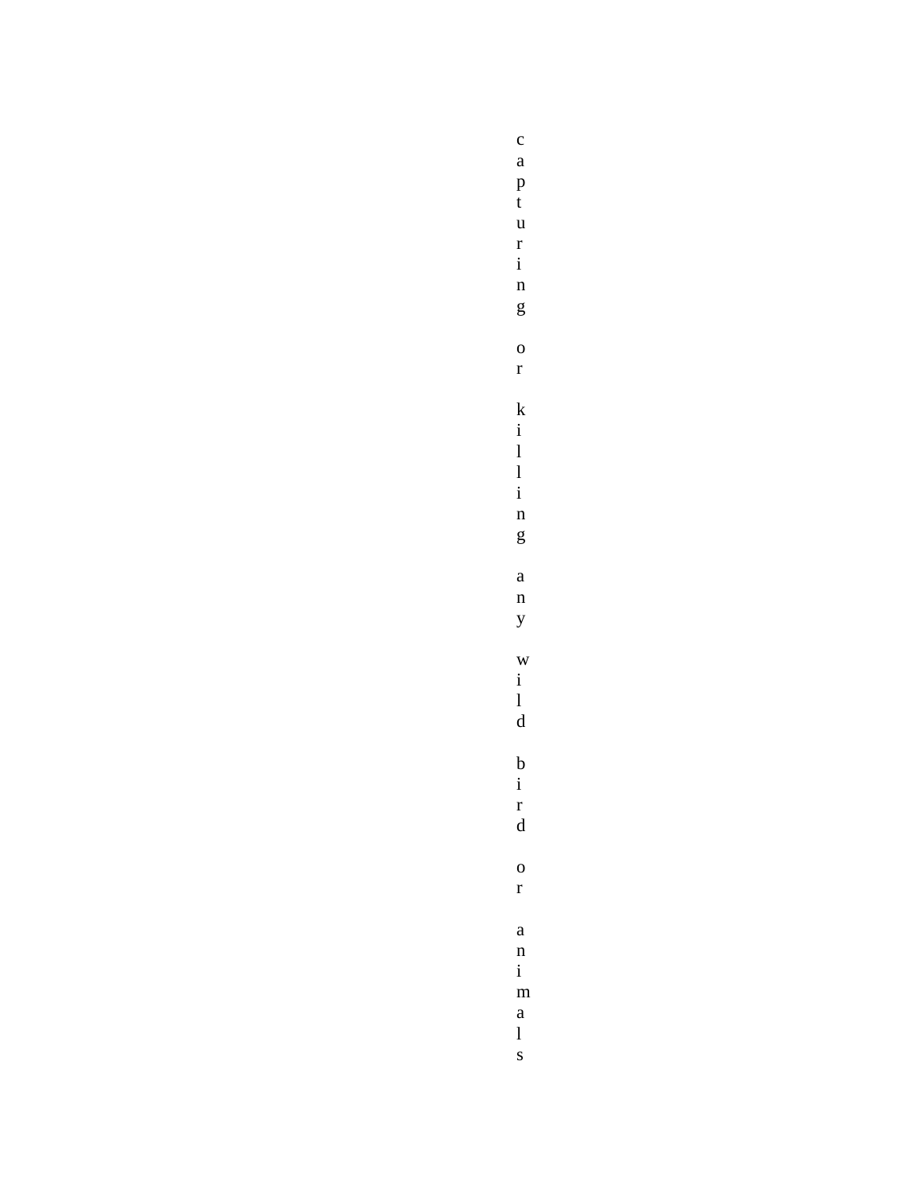capturing or killing any wild bird or animals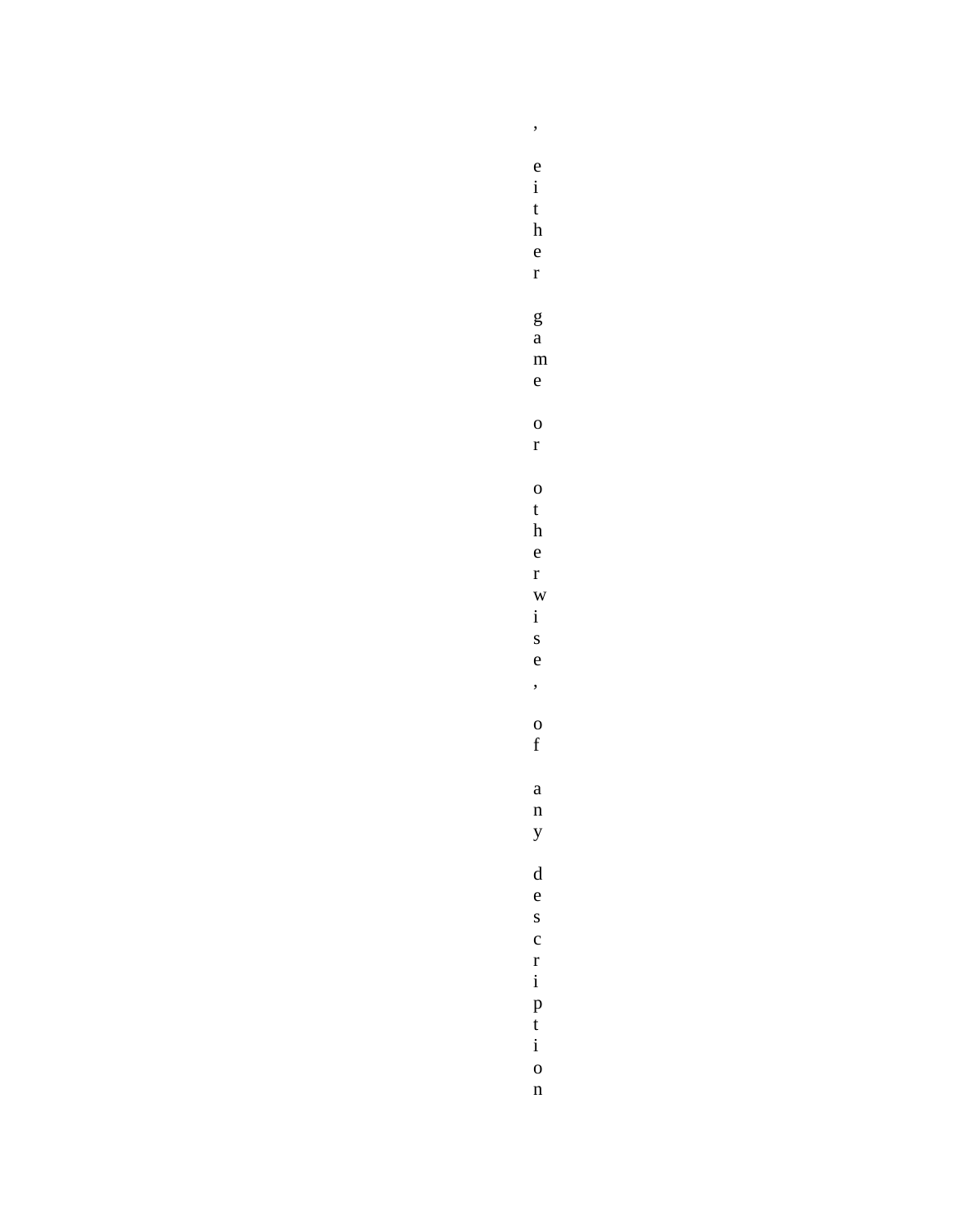, either game or otherwise, of any description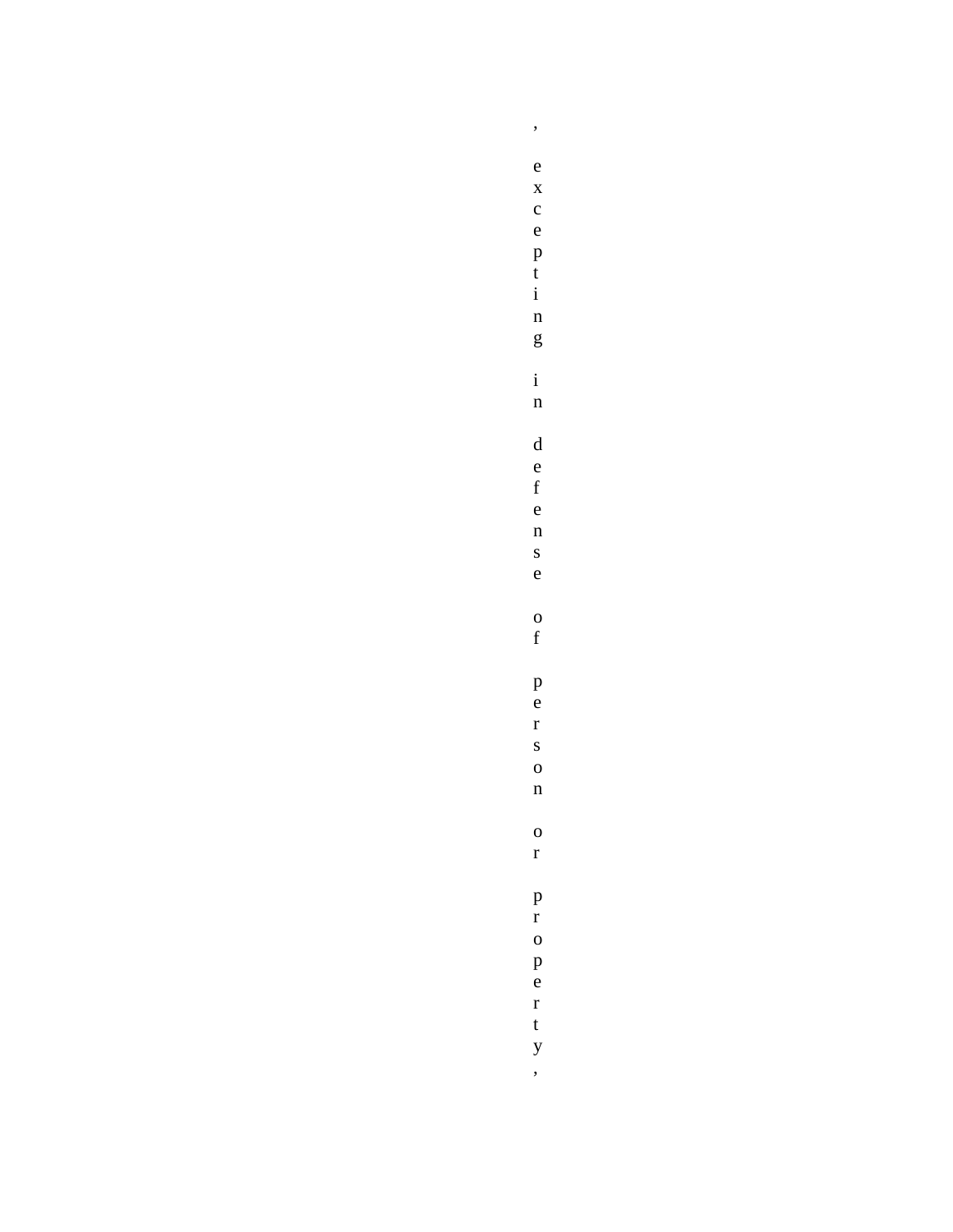, excepting in defense of person or property,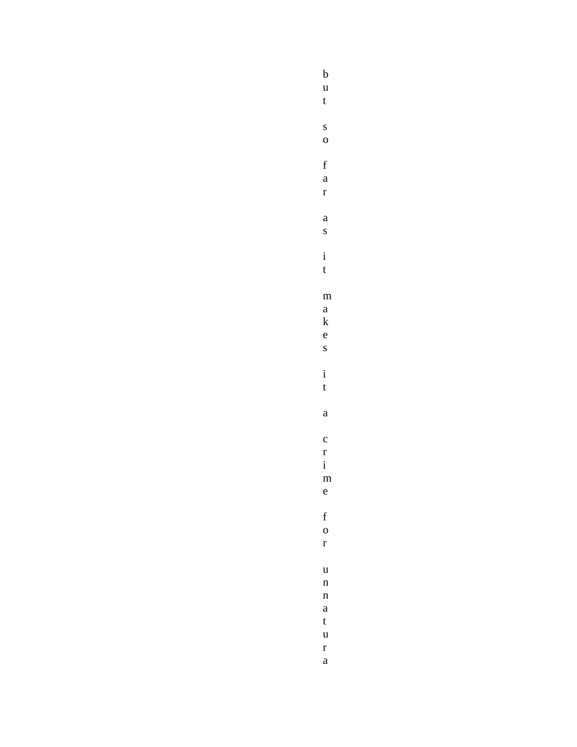but so far as it makes it a crime for unnatura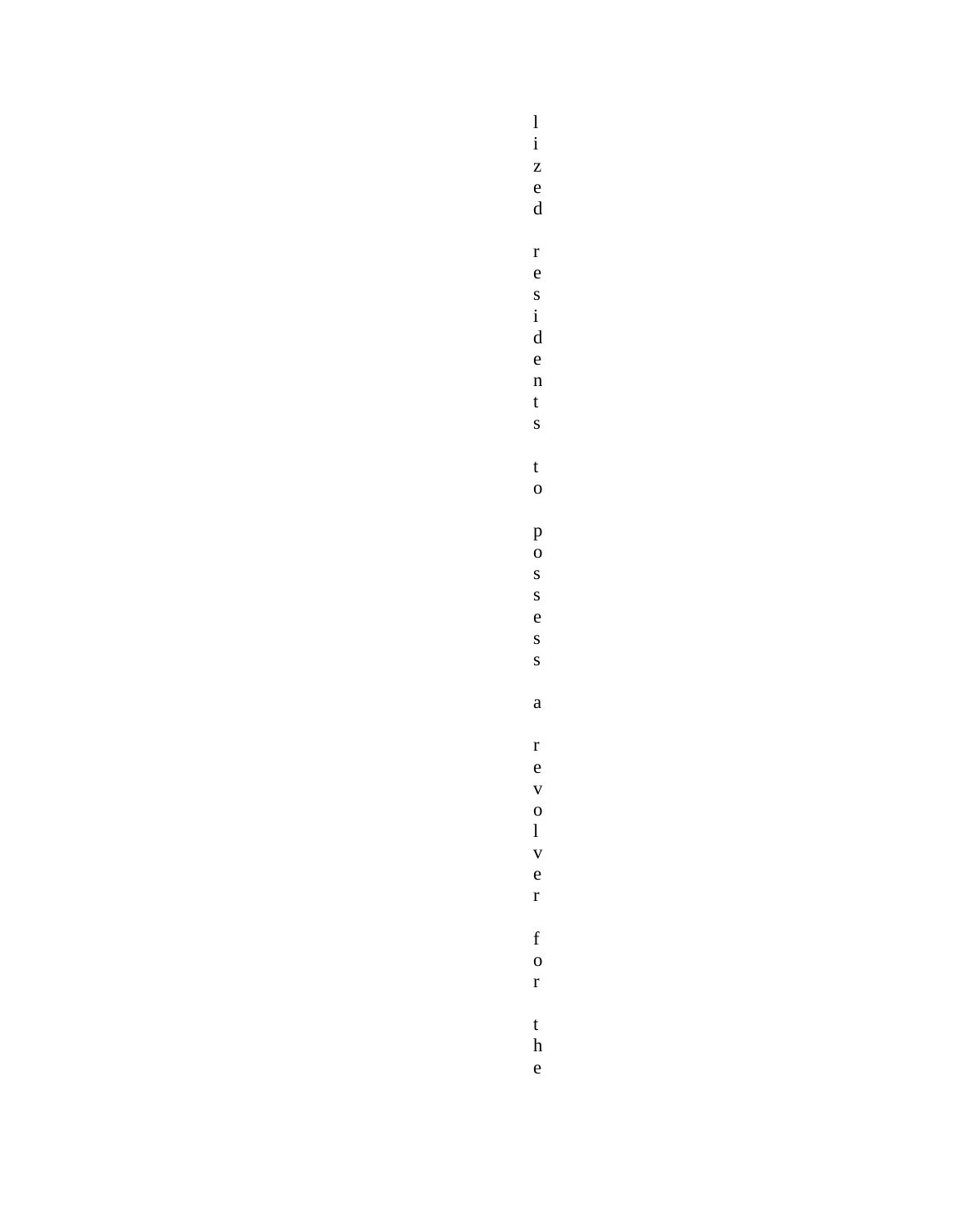lized residents to possess a revolver for the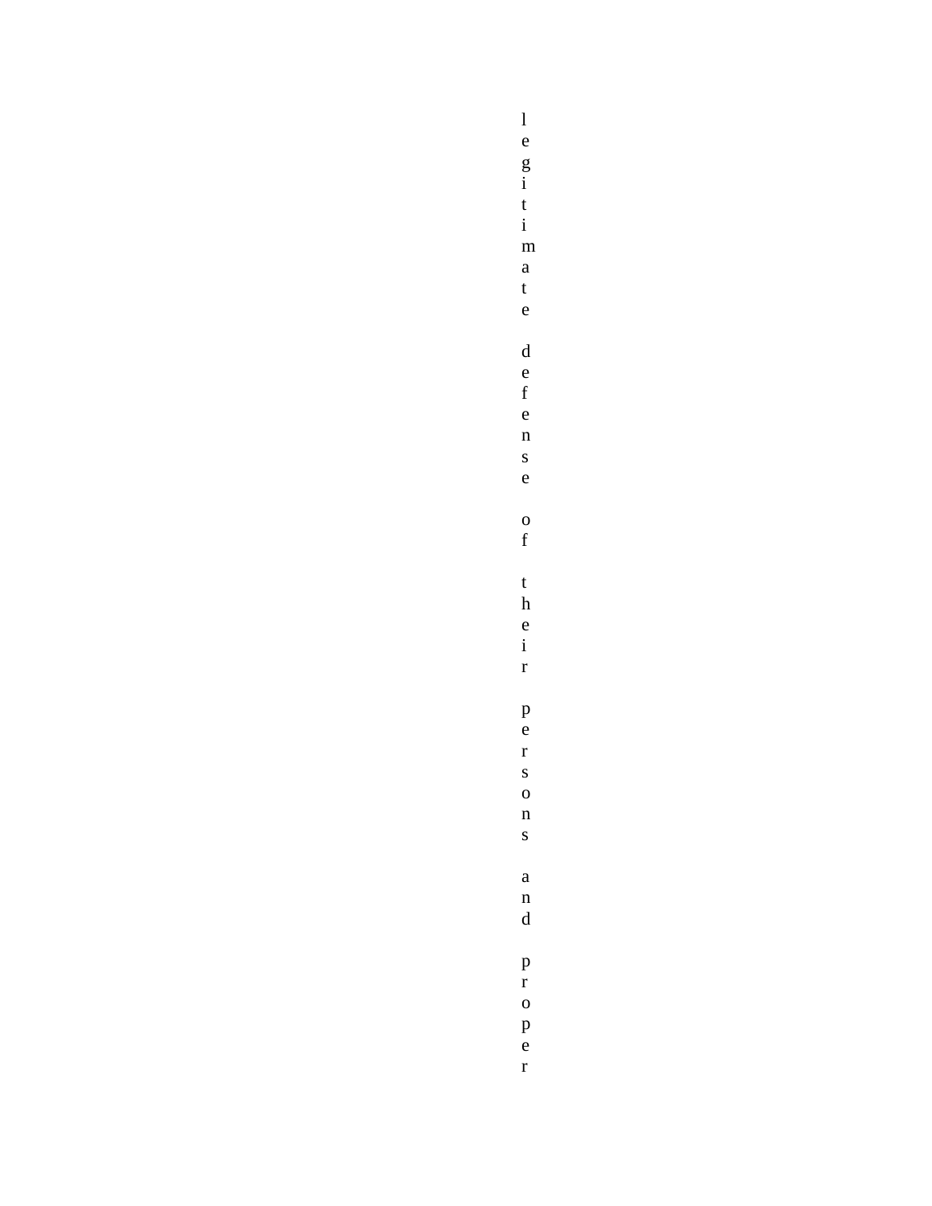legitimate defense of their persons and proper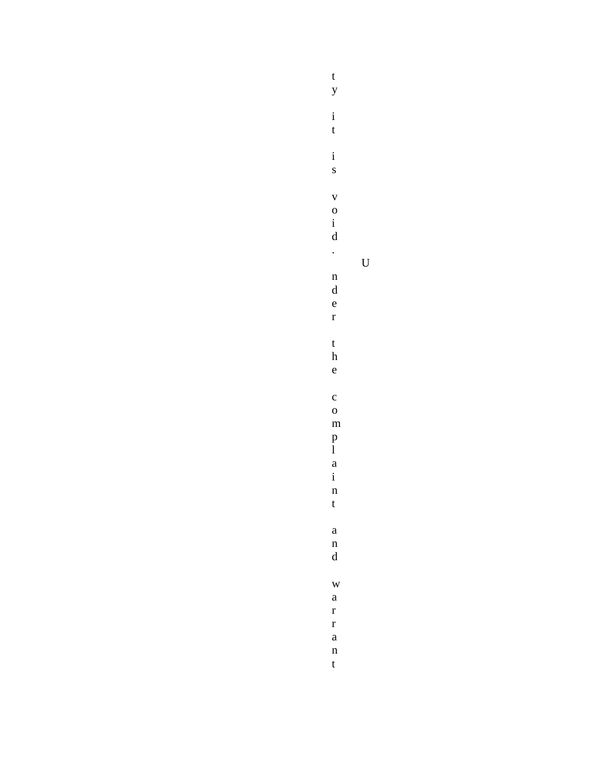ty it is void. Under the complaint and warrant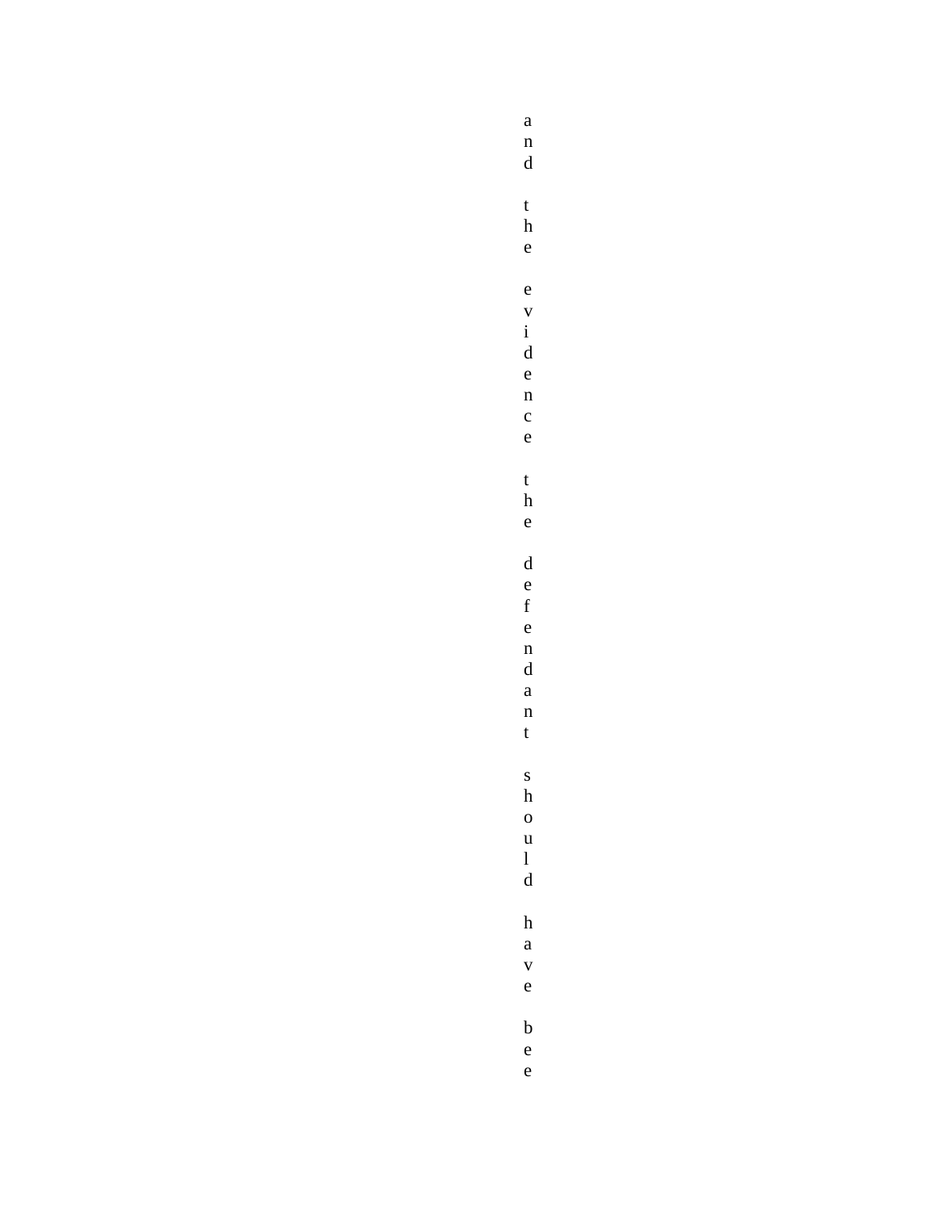and the evidence the defendant should have bee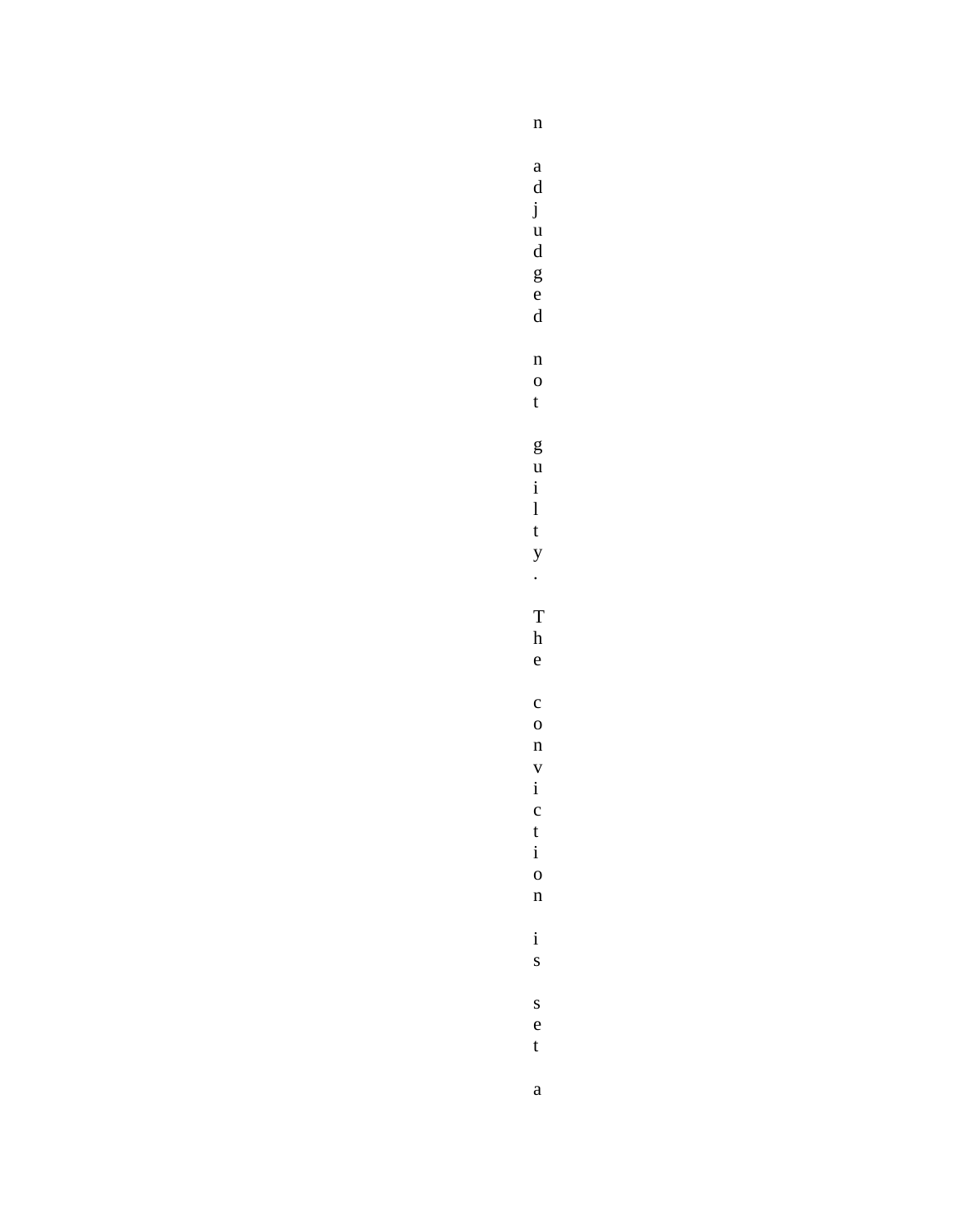n adjudged not guilty. The conviction is set a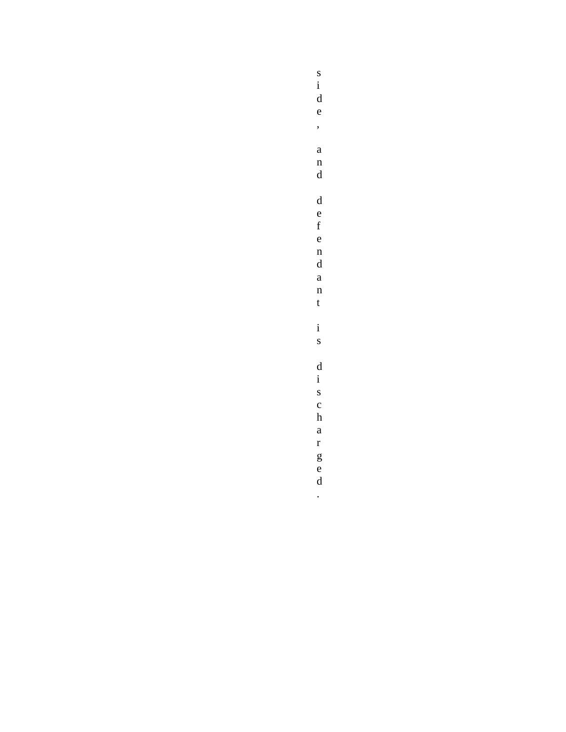side, and defendant is discharged.